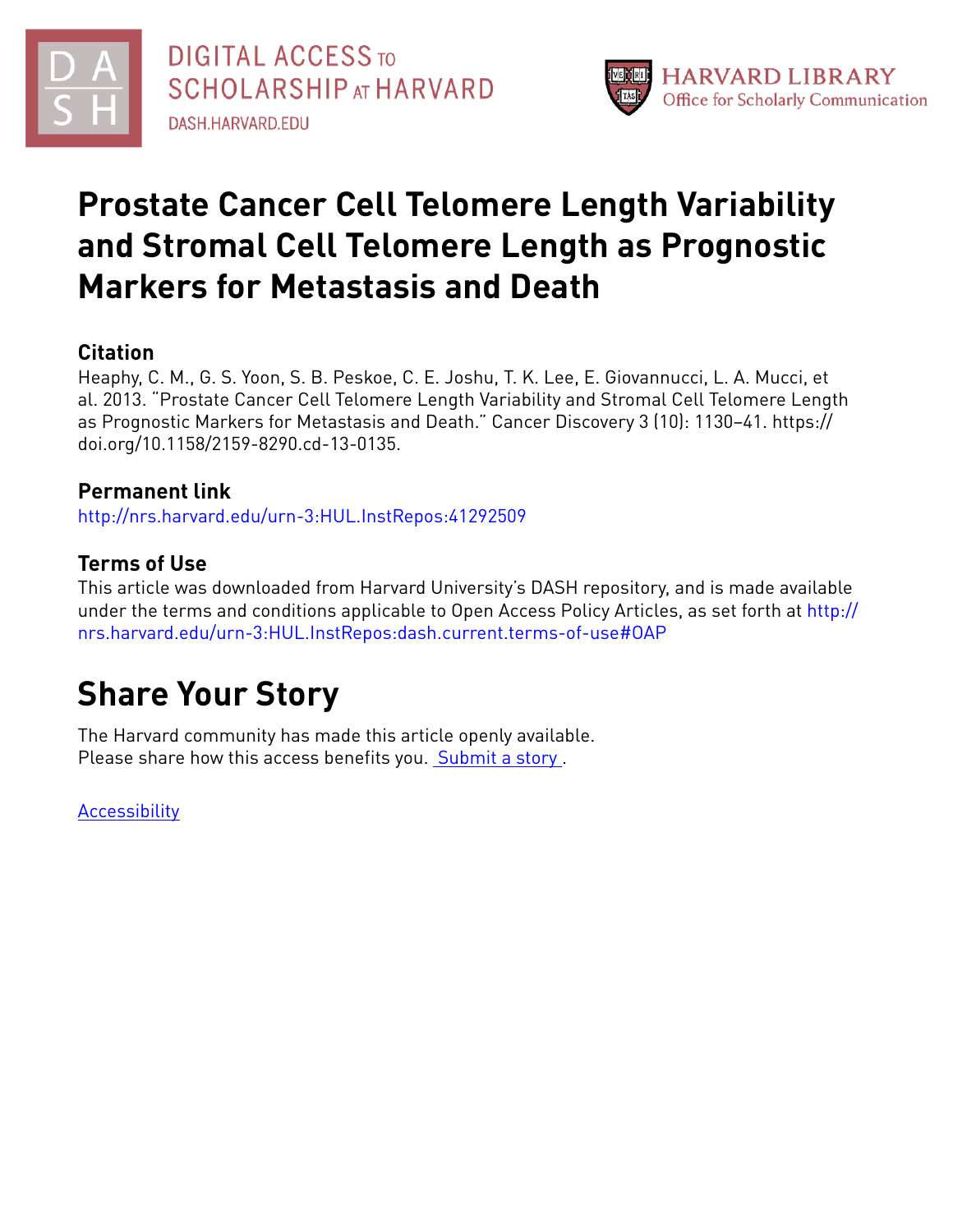# Prostate Cancer Cell Telomere Length Variability and Stromal Cell Telomere Length as Prognostic Markers for Metastasis and Death

## Citation

Heaphy, C. M., G. S. Yoon, S. B. Peskoe, C. E. Joshu, T. K. Lee, E. Giovannucci, L. A. Mucci, et al. 2013. "Prostate Cancer Cell Telomere Length Variability and Stromal Cell Telomere Length as Prognostic Markers for Metastasis and Death." Cancer Discovery 3 (10): 1130–41. https://doi.org/10.1158/2159-8290.cd-13-0135.

## Permanent link

http://nrs.harvard.edu/urn-3:HUL.InstRepos:41292509

## Terms of Use

This article was downloaded from Harvard University's DASH repository, and is made available under the terms and conditions applicable to Open Access Policy Articles, as set forth at http://nrs.harvard.edu/urn-3:HUL.InstRepos:dash.current.terms-of-use#OAP

# Share Your Story

The Harvard community has made this article openly available.
Please share how this access benefits you. Submit a story .

Accessibility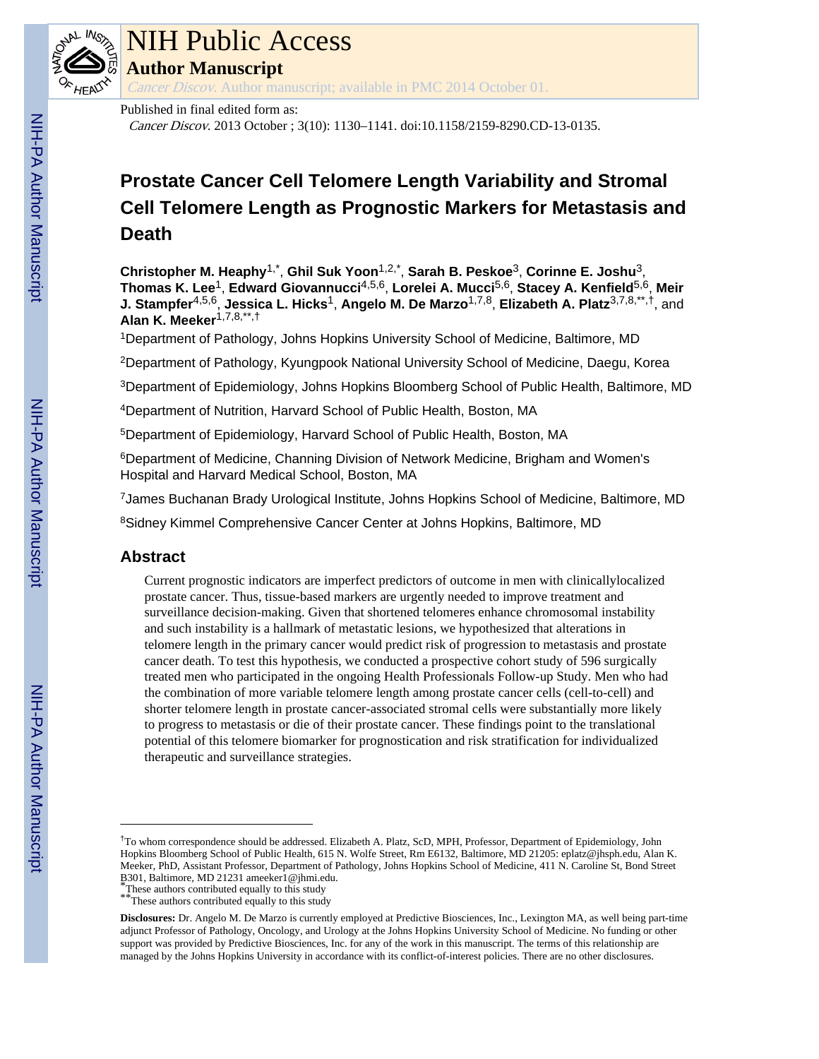Published in final edited form as:

*Cancer Discov.* 2013 October ; 3(10): 1130–1141. doi:10.1158/2159-8290.CD-13-0135.

# Prostate Cancer Cell Telomere Length Variability and Stromal Cell Telomere Length as Prognostic Markers for Metastasis and Death

**Christopher M. Heaphy**[1,*], **Ghil Suk Yoon**[1,2,*], **Sarah B. Peskoe**[3], **Corinne E. Joshu**[3], **Thomas K. Lee**[1], **Edward Giovannucci**[4,5,6], **Lorelei A. Mucci**[5,6], **Stacey A. Kenfield**[5,6], **Meir J. Stampfer**[4,5,6], **Jessica L. Hicks**[1], **Angelo M. De Marzo**[1,7,8], **Elizabeth A. Platz**[3,7,8,**,†], and **Alan K. Meeker**[1,7,8,**,†]

[1]Department of Pathology, Johns Hopkins University School of Medicine, Baltimore, MD

[2]Department of Pathology, Kyungpook National University School of Medicine, Daegu, Korea

[3]Department of Epidemiology, Johns Hopkins Bloomberg School of Public Health, Baltimore, MD

[4]Department of Nutrition, Harvard School of Public Health, Boston, MA

[5]Department of Epidemiology, Harvard School of Public Health, Boston, MA

[6]Department of Medicine, Channing Division of Network Medicine, Brigham and Women's Hospital and Harvard Medical School, Boston, MA

[7]James Buchanan Brady Urological Institute, Johns Hopkins School of Medicine, Baltimore, MD

[8]Sidney Kimmel Comprehensive Cancer Center at Johns Hopkins, Baltimore, MD

## Abstract

Current prognostic indicators are imperfect predictors of outcome in men with clinicallylocalized prostate cancer. Thus, tissue-based markers are urgently needed to improve treatment and surveillance decision-making. Given that shortened telomeres enhance chromosomal instability and such instability is a hallmark of metastatic lesions, we hypothesized that alterations in telomere length in the primary cancer would predict risk of progression to metastasis and prostate cancer death. To test this hypothesis, we conducted a prospective cohort study of 596 surgically treated men who participated in the ongoing Health Professionals Follow-up Study. Men who had the combination of more variable telomere length among prostate cancer cells (cell-to-cell) and shorter telomere length in prostate cancer-associated stromal cells were substantially more likely to progress to metastasis or die of their prostate cancer. These findings point to the translational potential of this telomere biomarker for prognostication and risk stratification for individualized therapeutic and surveillance strategies.

---

†To whom correspondence should be addressed. Elizabeth A. Platz, ScD, MPH, Professor, Department of Epidemiology, John Hopkins Bloomberg School of Public Health, 615 N. Wolfe Street, Rm E6132, Baltimore, MD 21205: eplatz@jhsph.edu, Alan K. Meeker, PhD, Assistant Professor, Department of Pathology, Johns Hopkins School of Medicine, 411 N. Caroline St, Bond Street B301, Baltimore, MD 21231 ameeker1@jhmi.edu.

*These authors contributed equally to this study

**These authors contributed equally to this study

**Disclosures:** Dr. Angelo M. De Marzo is currently employed at Predictive Biosciences, Inc., Lexington MA, as well being part-time adjunct Professor of Pathology, Oncology, and Urology at the Johns Hopkins University School of Medicine. No funding or other support was provided by Predictive Biosciences, Inc. for any of the work in this manuscript. The terms of this relationship are managed by the Johns Hopkins University in accordance with its conflict-of-interest policies. There are no other disclosures.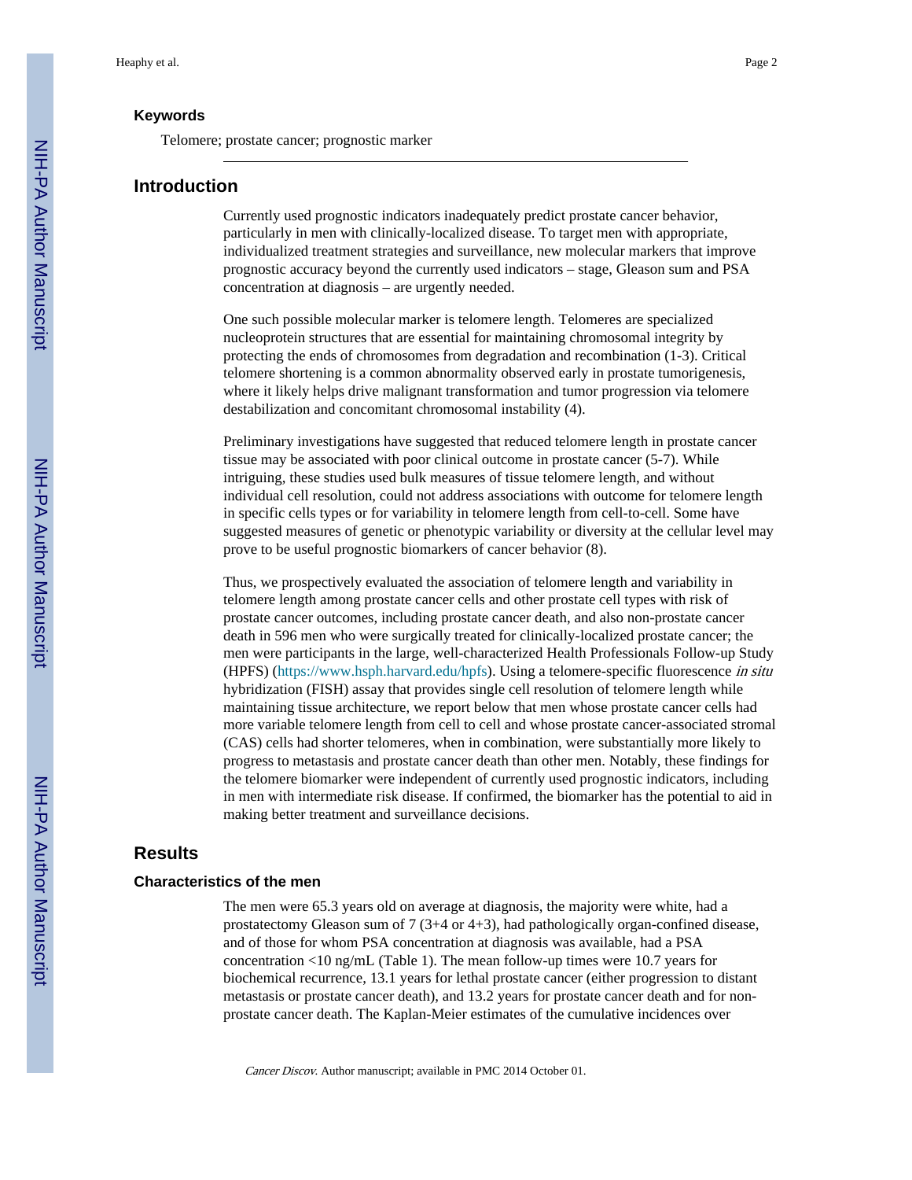### Keywords

Telomere; prostate cancer; prognostic marker

## Introduction

Currently used prognostic indicators inadequately predict prostate cancer behavior, particularly in men with clinically-localized disease. To target men with appropriate, individualized treatment strategies and surveillance, new molecular markers that improve prognostic accuracy beyond the currently used indicators – stage, Gleason sum and PSA concentration at diagnosis – are urgently needed.

One such possible molecular marker is telomere length. Telomeres are specialized nucleoprotein structures that are essential for maintaining chromosomal integrity by protecting the ends of chromosomes from degradation and recombination (1-3). Critical telomere shortening is a common abnormality observed early in prostate tumorigenesis, where it likely helps drive malignant transformation and tumor progression via telomere destabilization and concomitant chromosomal instability (4).

Preliminary investigations have suggested that reduced telomere length in prostate cancer tissue may be associated with poor clinical outcome in prostate cancer (5-7). While intriguing, these studies used bulk measures of tissue telomere length, and without individual cell resolution, could not address associations with outcome for telomere length in specific cells types or for variability in telomere length from cell-to-cell. Some have suggested measures of genetic or phenotypic variability or diversity at the cellular level may prove to be useful prognostic biomarkers of cancer behavior (8).

Thus, we prospectively evaluated the association of telomere length and variability in telomere length among prostate cancer cells and other prostate cell types with risk of prostate cancer outcomes, including prostate cancer death, and also non-prostate cancer death in 596 men who were surgically treated for clinically-localized prostate cancer; the men were participants in the large, well-characterized Health Professionals Follow-up Study (HPFS) (https://www.hsph.harvard.edu/hpfs). Using a telomere-specific fluorescence *in situ* hybridization (FISH) assay that provides single cell resolution of telomere length while maintaining tissue architecture, we report below that men whose prostate cancer cells had more variable telomere length from cell to cell and whose prostate cancer-associated stromal (CAS) cells had shorter telomeres, when in combination, were substantially more likely to progress to metastasis and prostate cancer death than other men. Notably, these findings for the telomere biomarker were independent of currently used prognostic indicators, including in men with intermediate risk disease. If confirmed, the biomarker has the potential to aid in making better treatment and surveillance decisions.

## Results

### Characteristics of the men

The men were 65.3 years old on average at diagnosis, the majority were white, had a prostatectomy Gleason sum of 7 (3+4 or 4+3), had pathologically organ-confined disease, and of those for whom PSA concentration at diagnosis was available, had a PSA concentration <10 ng/mL (Table 1). The mean follow-up times were 10.7 years for biochemical recurrence, 13.1 years for lethal prostate cancer (either progression to distant metastasis or prostate cancer death), and 13.2 years for prostate cancer death and for non-prostate cancer death. The Kaplan-Meier estimates of the cumulative incidences over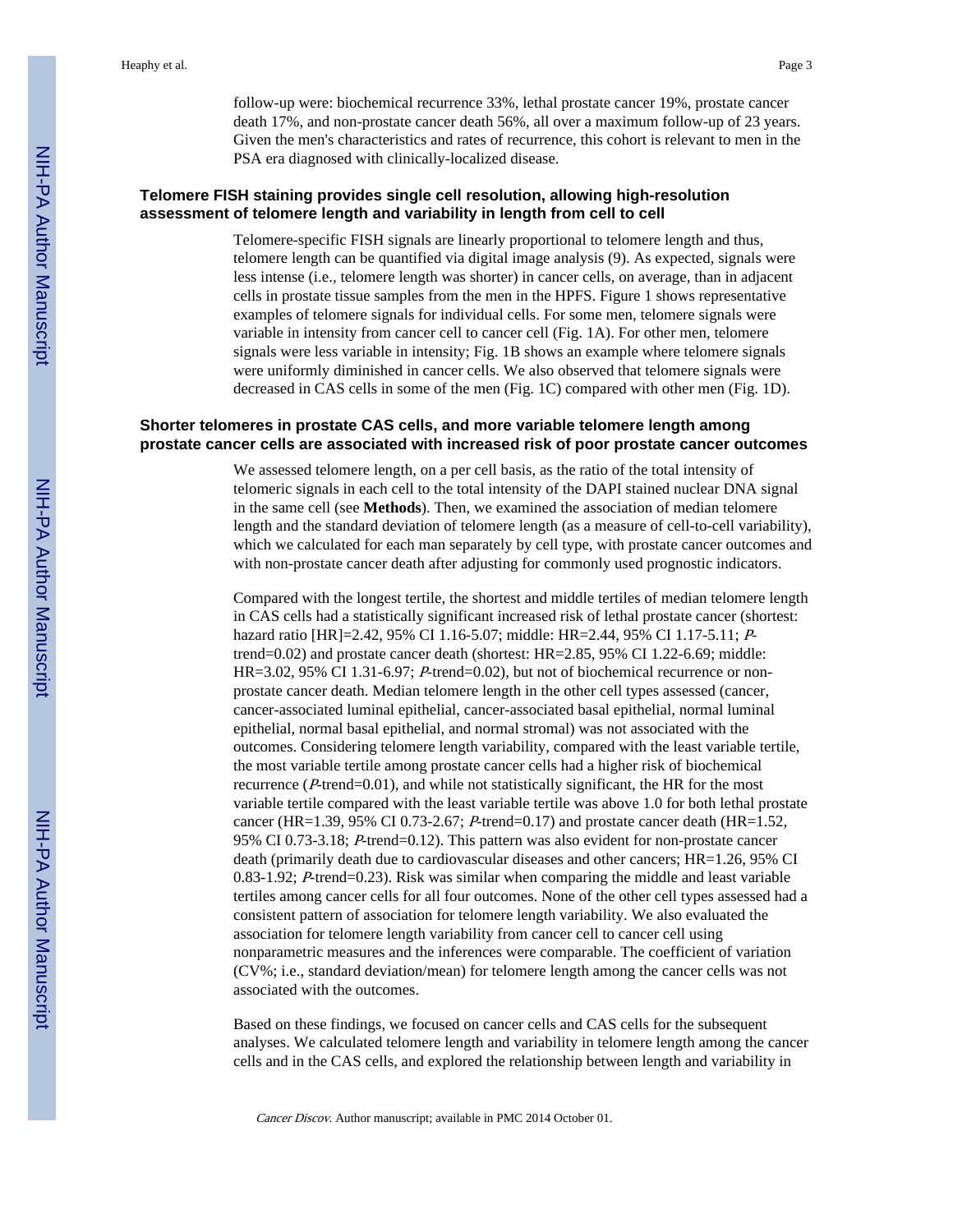follow-up were: biochemical recurrence 33%, lethal prostate cancer 19%, prostate cancer death 17%, and non-prostate cancer death 56%, all over a maximum follow-up of 23 years. Given the men's characteristics and rates of recurrence, this cohort is relevant to men in the PSA era diagnosed with clinically-localized disease.

## Telomere FISH staining provides single cell resolution, allowing high-resolution assessment of telomere length and variability in length from cell to cell

Telomere-specific FISH signals are linearly proportional to telomere length and thus, telomere length can be quantified via digital image analysis (9). As expected, signals were less intense (i.e., telomere length was shorter) in cancer cells, on average, than in adjacent cells in prostate tissue samples from the men in the HPFS. Figure 1 shows representative examples of telomere signals for individual cells. For some men, telomere signals were variable in intensity from cancer cell to cancer cell (Fig. 1A). For other men, telomere signals were less variable in intensity; Fig. 1B shows an example where telomere signals were uniformly diminished in cancer cells. We also observed that telomere signals were decreased in CAS cells in some of the men (Fig. 1C) compared with other men (Fig. 1D).

## Shorter telomeres in prostate CAS cells, and more variable telomere length among prostate cancer cells are associated with increased risk of poor prostate cancer outcomes

We assessed telomere length, on a per cell basis, as the ratio of the total intensity of telomeric signals in each cell to the total intensity of the DAPI stained nuclear DNA signal in the same cell (see **Methods**). Then, we examined the association of median telomere length and the standard deviation of telomere length (as a measure of cell-to-cell variability), which we calculated for each man separately by cell type, with prostate cancer outcomes and with non-prostate cancer death after adjusting for commonly used prognostic indicators.

Compared with the longest tertile, the shortest and middle tertiles of median telomere length in CAS cells had a statistically significant increased risk of lethal prostate cancer (shortest: hazard ratio [HR]=2.42, 95% CI 1.16-5.07; middle: HR=2.44, 95% CI 1.17-5.11; *P*-trend=0.02) and prostate cancer death (shortest: HR=2.85, 95% CI 1.22-6.69; middle: HR=3.02, 95% CI 1.31-6.97; *P*-trend=0.02), but not of biochemical recurrence or non-prostate cancer death. Median telomere length in the other cell types assessed (cancer, cancer-associated luminal epithelial, cancer-associated basal epithelial, normal luminal epithelial, normal basal epithelial, and normal stromal) was not associated with the outcomes. Considering telomere length variability, compared with the least variable tertile, the most variable tertile among prostate cancer cells had a higher risk of biochemical recurrence (*P*-trend=0.01), and while not statistically significant, the HR for the most variable tertile compared with the least variable tertile was above 1.0 for both lethal prostate cancer (HR=1.39, 95% CI 0.73-2.67; *P*-trend=0.17) and prostate cancer death (HR=1.52, 95% CI 0.73-3.18; *P*-trend=0.12). This pattern was also evident for non-prostate cancer death (primarily death due to cardiovascular diseases and other cancers; HR=1.26, 95% CI 0.83-1.92; *P*-trend=0.23). Risk was similar when comparing the middle and least variable tertiles among cancer cells for all four outcomes. None of the other cell types assessed had a consistent pattern of association for telomere length variability. We also evaluated the association for telomere length variability from cancer cell to cancer cell using nonparametric measures and the inferences were comparable. The coefficient of variation (CV%; i.e., standard deviation/mean) for telomere length among the cancer cells was not associated with the outcomes.

Based on these findings, we focused on cancer cells and CAS cells for the subsequent analyses. We calculated telomere length and variability in telomere length among the cancer cells and in the CAS cells, and explored the relationship between length and variability in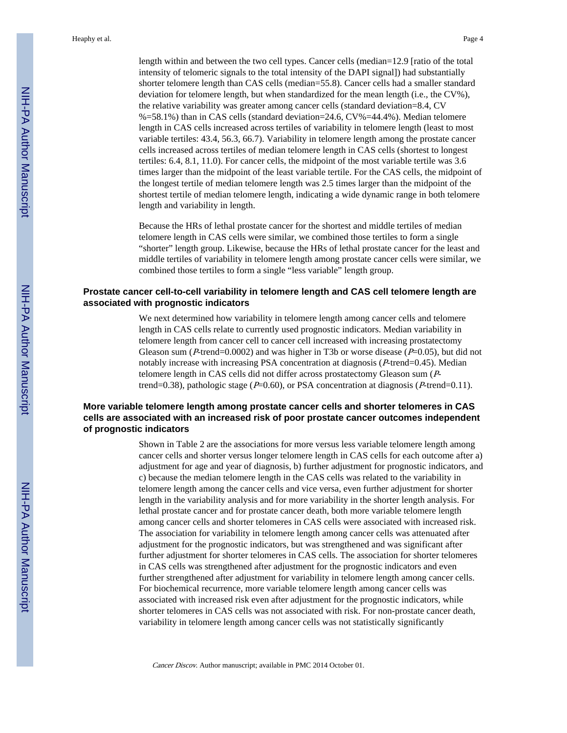length within and between the two cell types. Cancer cells (median=12.9 [ratio of the total intensity of telomeric signals to the total intensity of the DAPI signal]) had substantially shorter telomere length than CAS cells (median=55.8). Cancer cells had a smaller standard deviation for telomere length, but when standardized for the mean length (i.e., the CV%), the relative variability was greater among cancer cells (standard deviation=8.4, CV %=58.1%) than in CAS cells (standard deviation=24.6, CV%=44.4%). Median telomere length in CAS cells increased across tertiles of variability in telomere length (least to most variable tertiles: 43.4, 56.3, 66.7). Variability in telomere length among the prostate cancer cells increased across tertiles of median telomere length in CAS cells (shortest to longest tertiles: 6.4, 8.1, 11.0). For cancer cells, the midpoint of the most variable tertile was 3.6 times larger than the midpoint of the least variable tertile. For the CAS cells, the midpoint of the longest tertile of median telomere length was 2.5 times larger than the midpoint of the shortest tertile of median telomere length, indicating a wide dynamic range in both telomere length and variability in length.

Because the HRs of lethal prostate cancer for the shortest and middle tertiles of median telomere length in CAS cells were similar, we combined those tertiles to form a single "shorter" length group. Likewise, because the HRs of lethal prostate cancer for the least and middle tertiles of variability in telomere length among prostate cancer cells were similar, we combined those tertiles to form a single "less variable" length group.

### Prostate cancer cell-to-cell variability in telomere length and CAS cell telomere length are associated with prognostic indicators

We next determined how variability in telomere length among cancer cells and telomere length in CAS cells relate to currently used prognostic indicators. Median variability in telomere length from cancer cell to cancer cell increased with increasing prostatectomy Gleason sum (*P*-trend=0.0002) and was higher in T3b or worse disease (*P*=0.05), but did not notably increase with increasing PSA concentration at diagnosis (*P*-trend=0.45). Median telomere length in CAS cells did not differ across prostatectomy Gleason sum (*P*-trend=0.38), pathologic stage (*P*=0.60), or PSA concentration at diagnosis (*P*-trend=0.11).

### More variable telomere length among prostate cancer cells and shorter telomeres in CAS cells are associated with an increased risk of poor prostate cancer outcomes independent of prognostic indicators

Shown in Table 2 are the associations for more versus less variable telomere length among cancer cells and shorter versus longer telomere length in CAS cells for each outcome after a) adjustment for age and year of diagnosis, b) further adjustment for prognostic indicators, and c) because the median telomere length in the CAS cells was related to the variability in telomere length among the cancer cells and vice versa, even further adjustment for shorter length in the variability analysis and for more variability in the shorter length analysis. For lethal prostate cancer and for prostate cancer death, both more variable telomere length among cancer cells and shorter telomeres in CAS cells were associated with increased risk. The association for variability in telomere length among cancer cells was attenuated after adjustment for the prognostic indicators, but was strengthened and was significant after further adjustment for shorter telomeres in CAS cells. The association for shorter telomeres in CAS cells was strengthened after adjustment for the prognostic indicators and even further strengthened after adjustment for variability in telomere length among cancer cells. For biochemical recurrence, more variable telomere length among cancer cells was associated with increased risk even after adjustment for the prognostic indicators, while shorter telomeres in CAS cells was not associated with risk. For non-prostate cancer death, variability in telomere length among cancer cells was not statistically significantly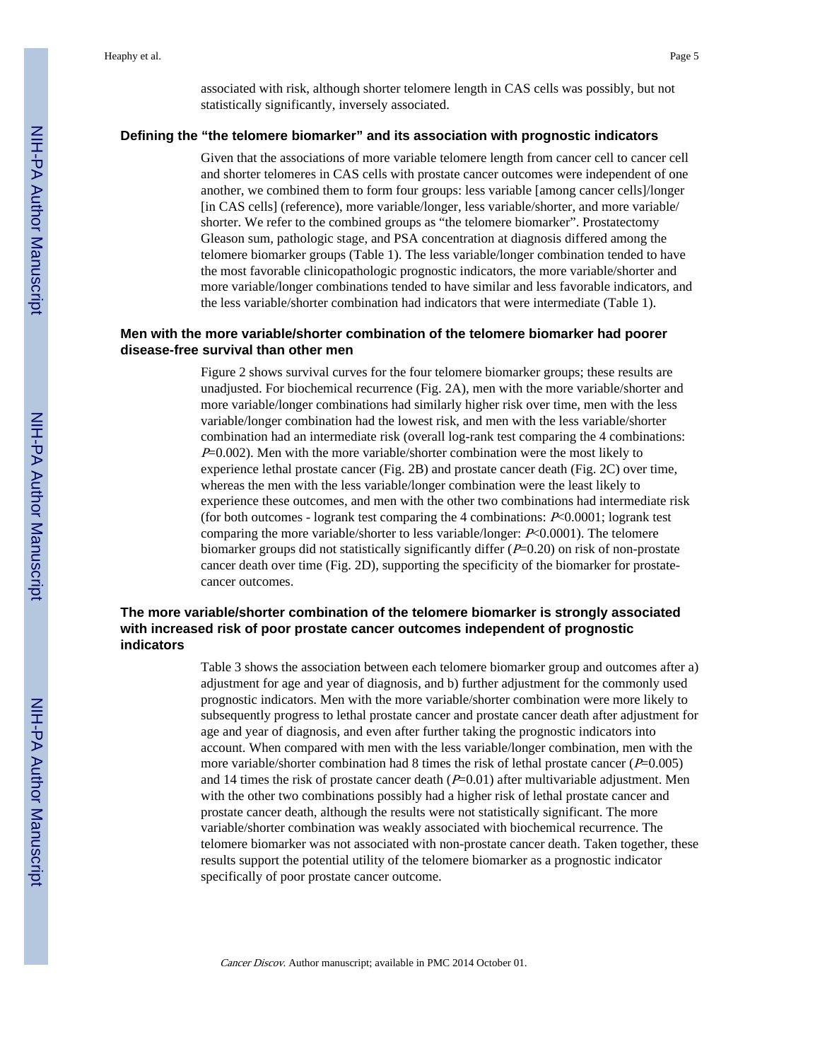associated with risk, although shorter telomere length in CAS cells was possibly, but not statistically significantly, inversely associated.

### Defining the "the telomere biomarker" and its association with prognostic indicators

Given that the associations of more variable telomere length from cancer cell to cancer cell and shorter telomeres in CAS cells with prostate cancer outcomes were independent of one another, we combined them to form four groups: less variable [among cancer cells]/longer [in CAS cells] (reference), more variable/longer, less variable/shorter, and more variable/shorter. We refer to the combined groups as "the telomere biomarker". Prostatectomy Gleason sum, pathologic stage, and PSA concentration at diagnosis differed among the telomere biomarker groups (Table 1). The less variable/longer combination tended to have the most favorable clinicopathologic prognostic indicators, the more variable/shorter and more variable/longer combinations tended to have similar and less favorable indicators, and the less variable/shorter combination had indicators that were intermediate (Table 1).

### Men with the more variable/shorter combination of the telomere biomarker had poorer disease-free survival than other men

Figure 2 shows survival curves for the four telomere biomarker groups; these results are unadjusted. For biochemical recurrence (Fig. 2A), men with the more variable/shorter and more variable/longer combinations had similarly higher risk over time, men with the less variable/longer combination had the lowest risk, and men with the less variable/shorter combination had an intermediate risk (overall log-rank test comparing the 4 combinations: $P=0.002$). Men with the more variable/shorter combination were the most likely to experience lethal prostate cancer (Fig. 2B) and prostate cancer death (Fig. 2C) over time, whereas the men with the less variable/longer combination were the least likely to experience these outcomes, and men with the other two combinations had intermediate risk (for both outcomes - logrank test comparing the 4 combinations: $P<0.0001$; logrank test comparing the more variable/shorter to less variable/longer: $P<0.0001$). The telomere biomarker groups did not statistically significantly differ ($P=0.20$) on risk of non-prostate cancer death over time (Fig. 2D), supporting the specificity of the biomarker for prostate-cancer outcomes.

### The more variable/shorter combination of the telomere biomarker is strongly associated with increased risk of poor prostate cancer outcomes independent of prognostic indicators

Table 3 shows the association between each telomere biomarker group and outcomes after a) adjustment for age and year of diagnosis, and b) further adjustment for the commonly used prognostic indicators. Men with the more variable/shorter combination were more likely to subsequently progress to lethal prostate cancer and prostate cancer death after adjustment for age and year of diagnosis, and even after further taking the prognostic indicators into account. When compared with men with the less variable/longer combination, men with the more variable/shorter combination had 8 times the risk of lethal prostate cancer ($P=0.005$) and 14 times the risk of prostate cancer death ($P=0.01$) after multivariable adjustment. Men with the other two combinations possibly had a higher risk of lethal prostate cancer and prostate cancer death, although the results were not statistically significant. The more variable/shorter combination was weakly associated with biochemical recurrence. The telomere biomarker was not associated with non-prostate cancer death. Taken together, these results support the potential utility of the telomere biomarker as a prognostic indicator specifically of poor prostate cancer outcome.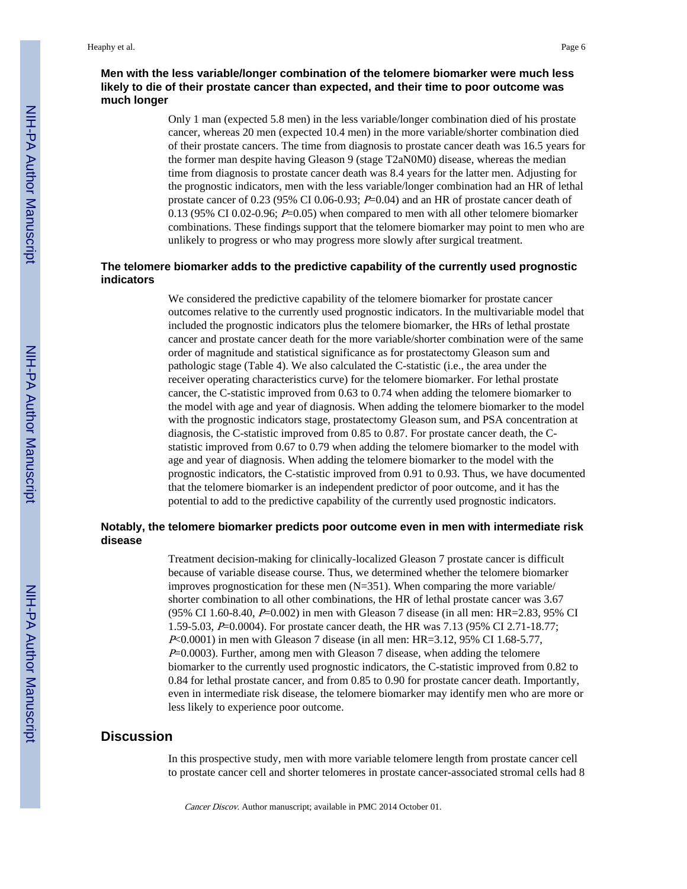### Men with the less variable/longer combination of the telomere biomarker were much less likely to die of their prostate cancer than expected, and their time to poor outcome was much longer

Only 1 man (expected 5.8 men) in the less variable/longer combination died of his prostate cancer, whereas 20 men (expected 10.4 men) in the more variable/shorter combination died of their prostate cancers. The time from diagnosis to prostate cancer death was 16.5 years for the former man despite having Gleason 9 (stage T2aN0M0) disease, whereas the median time from diagnosis to prostate cancer death was 8.4 years for the latter men. Adjusting for the prognostic indicators, men with the less variable/longer combination had an HR of lethal prostate cancer of 0.23 (95% CI 0.06-0.93; $P$=0.04) and an HR of prostate cancer death of 0.13 (95% CI 0.02-0.96; $P$=0.05) when compared to men with all other telomere biomarker combinations. These findings support that the telomere biomarker may point to men who are unlikely to progress or who may progress more slowly after surgical treatment.

### The telomere biomarker adds to the predictive capability of the currently used prognostic indicators

We considered the predictive capability of the telomere biomarker for prostate cancer outcomes relative to the currently used prognostic indicators. In the multivariable model that included the prognostic indicators plus the telomere biomarker, the HRs of lethal prostate cancer and prostate cancer death for the more variable/shorter combination were of the same order of magnitude and statistical significance as for prostatectomy Gleason sum and pathologic stage (Table 4). We also calculated the C-statistic (i.e., the area under the receiver operating characteristics curve) for the telomere biomarker. For lethal prostate cancer, the C-statistic improved from 0.63 to 0.74 when adding the telomere biomarker to the model with age and year of diagnosis. When adding the telomere biomarker to the model with the prognostic indicators stage, prostatectomy Gleason sum, and PSA concentration at diagnosis, the C-statistic improved from 0.85 to 0.87. For prostate cancer death, the C-statistic improved from 0.67 to 0.79 when adding the telomere biomarker to the model with age and year of diagnosis. When adding the telomere biomarker to the model with the prognostic indicators, the C-statistic improved from 0.91 to 0.93. Thus, we have documented that the telomere biomarker is an independent predictor of poor outcome, and it has the potential to add to the predictive capability of the currently used prognostic indicators.

### Notably, the telomere biomarker predicts poor outcome even in men with intermediate risk disease

Treatment decision-making for clinically-localized Gleason 7 prostate cancer is difficult because of variable disease course. Thus, we determined whether the telomere biomarker improves prognostication for these men (N=351). When comparing the more variable/shorter combination to all other combinations, the HR of lethal prostate cancer was 3.67 (95% CI 1.60-8.40, $P$=0.002) in men with Gleason 7 disease (in all men: HR=2.83, 95% CI 1.59-5.03, $P$=0.0004). For prostate cancer death, the HR was 7.13 (95% CI 2.71-18.77; $P$<0.0001) in men with Gleason 7 disease (in all men: HR=3.12, 95% CI 1.68-5.77, $P$=0.0003). Further, among men with Gleason 7 disease, when adding the telomere biomarker to the currently used prognostic indicators, the C-statistic improved from 0.82 to 0.84 for lethal prostate cancer, and from 0.85 to 0.90 for prostate cancer death. Importantly, even in intermediate risk disease, the telomere biomarker may identify men who are more or less likely to experience poor outcome.

## Discussion

In this prospective study, men with more variable telomere length from prostate cancer cell to prostate cancer cell and shorter telomeres in prostate cancer-associated stromal cells had 8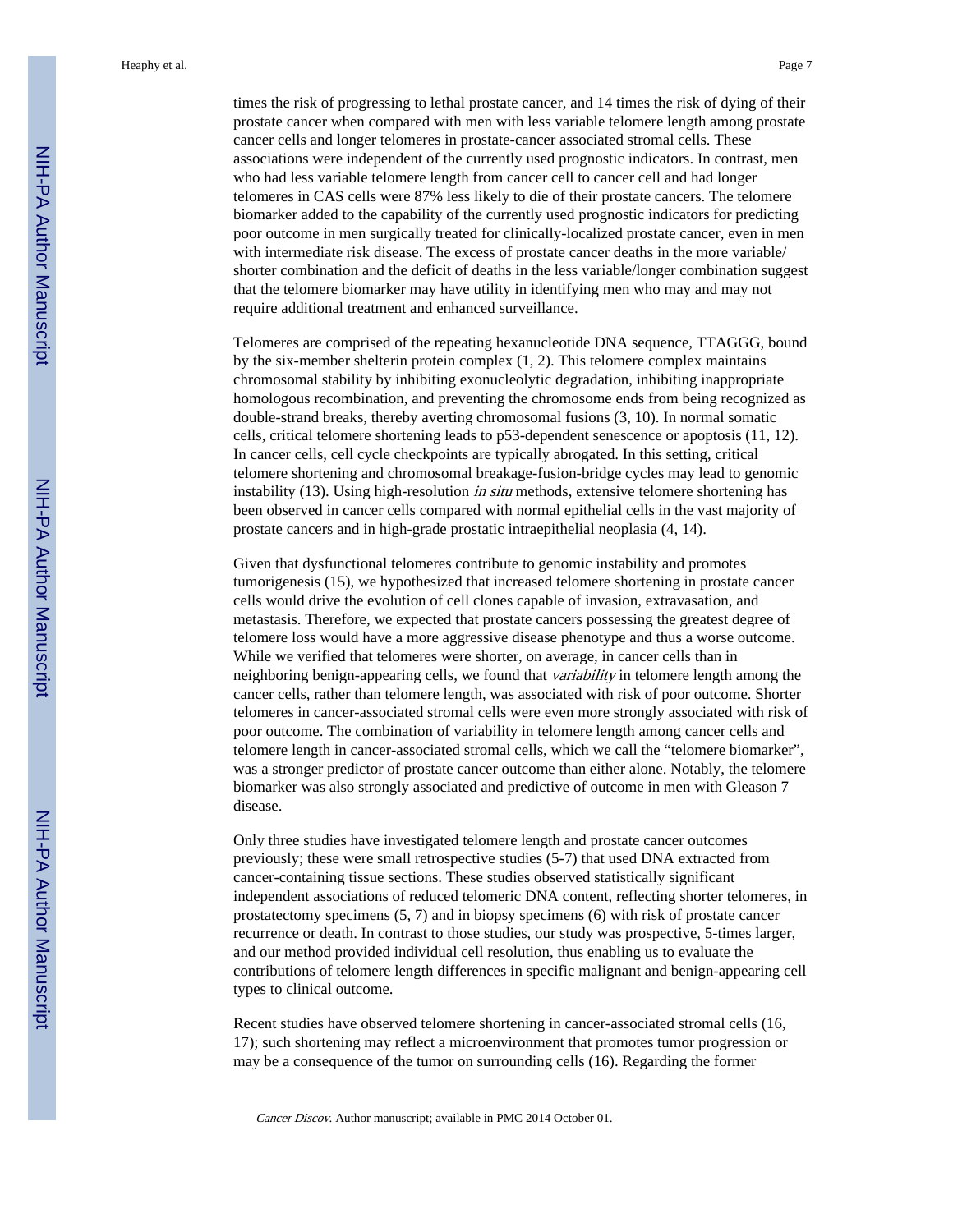times the risk of progressing to lethal prostate cancer, and 14 times the risk of dying of their prostate cancer when compared with men with less variable telomere length among prostate cancer cells and longer telomeres in prostate-cancer associated stromal cells. These associations were independent of the currently used prognostic indicators. In contrast, men who had less variable telomere length from cancer cell to cancer cell and had longer telomeres in CAS cells were 87% less likely to die of their prostate cancers. The telomere biomarker added to the capability of the currently used prognostic indicators for predicting poor outcome in men surgically treated for clinically-localized prostate cancer, even in men with intermediate risk disease. The excess of prostate cancer deaths in the more variable/shorter combination and the deficit of deaths in the less variable/longer combination suggest that the telomere biomarker may have utility in identifying men who may and may not require additional treatment and enhanced surveillance.

Telomeres are comprised of the repeating hexanucleotide DNA sequence, TTAGGG, bound by the six-member shelterin protein complex (1, 2). This telomere complex maintains chromosomal stability by inhibiting exonucleolytic degradation, inhibiting inappropriate homologous recombination, and preventing the chromosome ends from being recognized as double-strand breaks, thereby averting chromosomal fusions (3, 10). In normal somatic cells, critical telomere shortening leads to p53-dependent senescence or apoptosis (11, 12). In cancer cells, cell cycle checkpoints are typically abrogated. In this setting, critical telomere shortening and chromosomal breakage-fusion-bridge cycles may lead to genomic instability (13). Using high-resolution *in situ* methods, extensive telomere shortening has been observed in cancer cells compared with normal epithelial cells in the vast majority of prostate cancers and in high-grade prostatic intraepithelial neoplasia (4, 14).

Given that dysfunctional telomeres contribute to genomic instability and promotes tumorigenesis (15), we hypothesized that increased telomere shortening in prostate cancer cells would drive the evolution of cell clones capable of invasion, extravasation, and metastasis. Therefore, we expected that prostate cancers possessing the greatest degree of telomere loss would have a more aggressive disease phenotype and thus a worse outcome. While we verified that telomeres were shorter, on average, in cancer cells than in neighboring benign-appearing cells, we found that *variability* in telomere length among the cancer cells, rather than telomere length, was associated with risk of poor outcome. Shorter telomeres in cancer-associated stromal cells were even more strongly associated with risk of poor outcome. The combination of variability in telomere length among cancer cells and telomere length in cancer-associated stromal cells, which we call the “telomere biomarker”, was a stronger predictor of prostate cancer outcome than either alone. Notably, the telomere biomarker was also strongly associated and predictive of outcome in men with Gleason 7 disease.

Only three studies have investigated telomere length and prostate cancer outcomes previously; these were small retrospective studies (5-7) that used DNA extracted from cancer-containing tissue sections. These studies observed statistically significant independent associations of reduced telomeric DNA content, reflecting shorter telomeres, in prostatectomy specimens (5, 7) and in biopsy specimens (6) with risk of prostate cancer recurrence or death. In contrast to those studies, our study was prospective, 5-times larger, and our method provided individual cell resolution, thus enabling us to evaluate the contributions of telomere length differences in specific malignant and benign-appearing cell types to clinical outcome.

Recent studies have observed telomere shortening in cancer-associated stromal cells (16, 17); such shortening may reflect a microenvironment that promotes tumor progression or may be a consequence of the tumor on surrounding cells (16). Regarding the former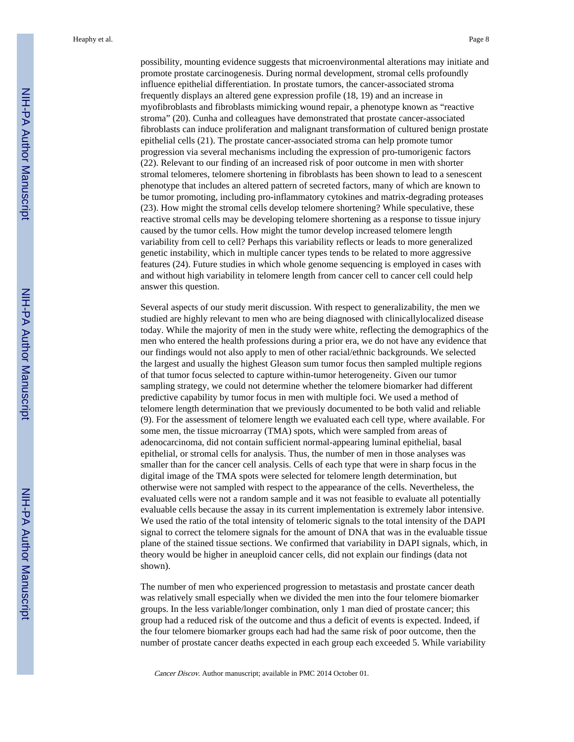possibility, mounting evidence suggests that microenvironmental alterations may initiate and promote prostate carcinogenesis. During normal development, stromal cells profoundly influence epithelial differentiation. In prostate tumors, the cancer-associated stroma frequently displays an altered gene expression profile (18, 19) and an increase in myofibroblasts and fibroblasts mimicking wound repair, a phenotype known as "reactive stroma" (20). Cunha and colleagues have demonstrated that prostate cancer-associated fibroblasts can induce proliferation and malignant transformation of cultured benign prostate epithelial cells (21). The prostate cancer-associated stroma can help promote tumor progression via several mechanisms including the expression of pro-tumorigenic factors (22). Relevant to our finding of an increased risk of poor outcome in men with shorter stromal telomeres, telomere shortening in fibroblasts has been shown to lead to a senescent phenotype that includes an altered pattern of secreted factors, many of which are known to be tumor promoting, including pro-inflammatory cytokines and matrix-degrading proteases (23). How might the stromal cells develop telomere shortening? While speculative, these reactive stromal cells may be developing telomere shortening as a response to tissue injury caused by the tumor cells. How might the tumor develop increased telomere length variability from cell to cell? Perhaps this variability reflects or leads to more generalized genetic instability, which in multiple cancer types tends to be related to more aggressive features (24). Future studies in which whole genome sequencing is employed in cases with and without high variability in telomere length from cancer cell to cancer cell could help answer this question.

Several aspects of our study merit discussion. With respect to generalizability, the men we studied are highly relevant to men who are being diagnosed with clinicallylocalized disease today. While the majority of men in the study were white, reflecting the demographics of the men who entered the health professions during a prior era, we do not have any evidence that our findings would not also apply to men of other racial/ethnic backgrounds. We selected the largest and usually the highest Gleason sum tumor focus then sampled multiple regions of that tumor focus selected to capture within-tumor heterogeneity. Given our tumor sampling strategy, we could not determine whether the telomere biomarker had different predictive capability by tumor focus in men with multiple foci. We used a method of telomere length determination that we previously documented to be both valid and reliable (9). For the assessment of telomere length we evaluated each cell type, where available. For some men, the tissue microarray (TMA) spots, which were sampled from areas of adenocarcinoma, did not contain sufficient normal-appearing luminal epithelial, basal epithelial, or stromal cells for analysis. Thus, the number of men in those analyses was smaller than for the cancer cell analysis. Cells of each type that were in sharp focus in the digital image of the TMA spots were selected for telomere length determination, but otherwise were not sampled with respect to the appearance of the cells. Nevertheless, the evaluated cells were not a random sample and it was not feasible to evaluate all potentially evaluable cells because the assay in its current implementation is extremely labor intensive. We used the ratio of the total intensity of telomeric signals to the total intensity of the DAPI signal to correct the telomere signals for the amount of DNA that was in the evaluable tissue plane of the stained tissue sections. We confirmed that variability in DAPI signals, which, in theory would be higher in aneuploid cancer cells, did not explain our findings (data not shown).

The number of men who experienced progression to metastasis and prostate cancer death was relatively small especially when we divided the men into the four telomere biomarker groups. In the less variable/longer combination, only 1 man died of prostate cancer; this group had a reduced risk of the outcome and thus a deficit of events is expected. Indeed, if the four telomere biomarker groups each had had the same risk of poor outcome, then the number of prostate cancer deaths expected in each group each exceeded 5. While variability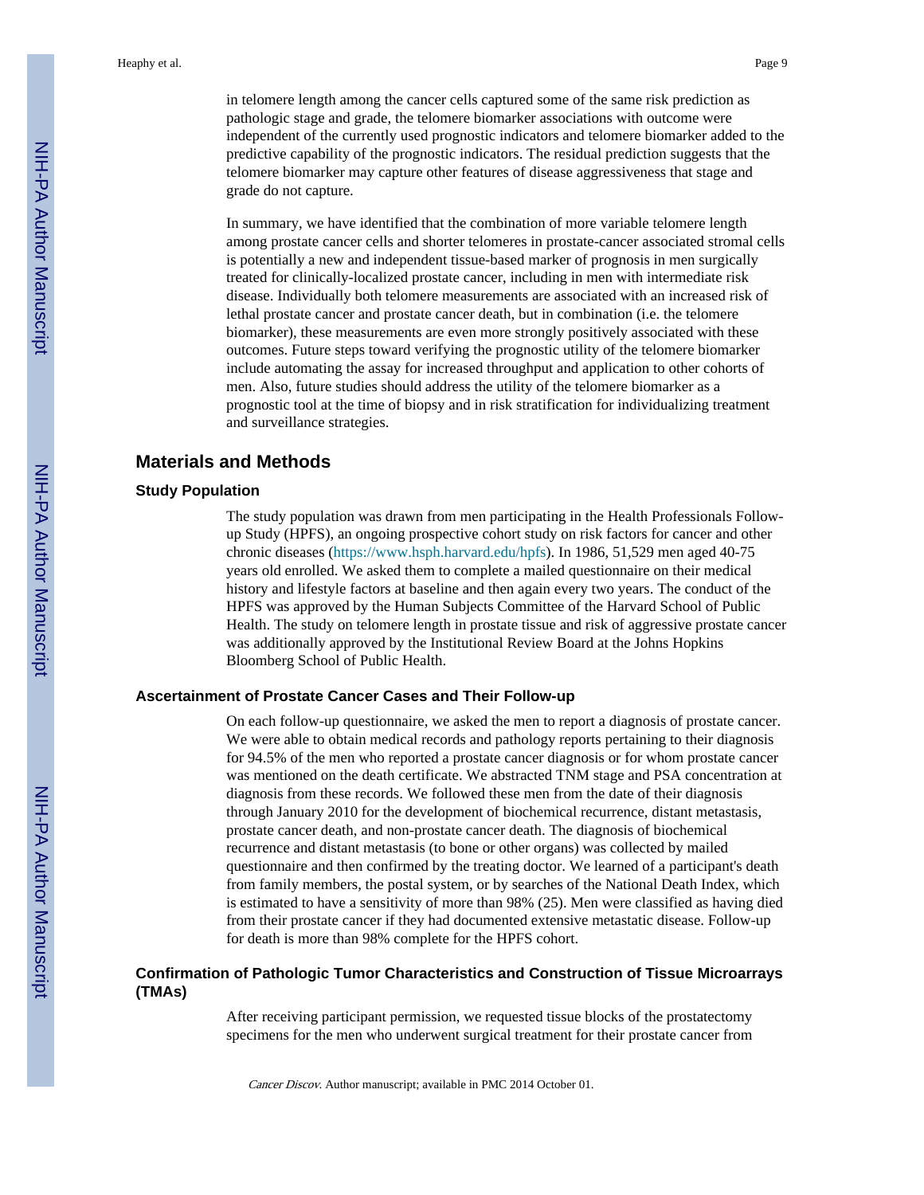in telomere length among the cancer cells captured some of the same risk prediction as pathologic stage and grade, the telomere biomarker associations with outcome were independent of the currently used prognostic indicators and telomere biomarker added to the predictive capability of the prognostic indicators. The residual prediction suggests that the telomere biomarker may capture other features of disease aggressiveness that stage and grade do not capture.

In summary, we have identified that the combination of more variable telomere length among prostate cancer cells and shorter telomeres in prostate-cancer associated stromal cells is potentially a new and independent tissue-based marker of prognosis in men surgically treated for clinically-localized prostate cancer, including in men with intermediate risk disease. Individually both telomere measurements are associated with an increased risk of lethal prostate cancer and prostate cancer death, but in combination (i.e. the telomere biomarker), these measurements are even more strongly positively associated with these outcomes. Future steps toward verifying the prognostic utility of the telomere biomarker include automating the assay for increased throughput and application to other cohorts of men. Also, future studies should address the utility of the telomere biomarker as a prognostic tool at the time of biopsy and in risk stratification for individualizing treatment and surveillance strategies.

## Materials and Methods

### Study Population

The study population was drawn from men participating in the Health Professionals Follow-up Study (HPFS), an ongoing prospective cohort study on risk factors for cancer and other chronic diseases (https://www.hsph.harvard.edu/hpfs). In 1986, 51,529 men aged 40-75 years old enrolled. We asked them to complete a mailed questionnaire on their medical history and lifestyle factors at baseline and then again every two years. The conduct of the HPFS was approved by the Human Subjects Committee of the Harvard School of Public Health. The study on telomere length in prostate tissue and risk of aggressive prostate cancer was additionally approved by the Institutional Review Board at the Johns Hopkins Bloomberg School of Public Health.

### Ascertainment of Prostate Cancer Cases and Their Follow-up

On each follow-up questionnaire, we asked the men to report a diagnosis of prostate cancer. We were able to obtain medical records and pathology reports pertaining to their diagnosis for 94.5% of the men who reported a prostate cancer diagnosis or for whom prostate cancer was mentioned on the death certificate. We abstracted TNM stage and PSA concentration at diagnosis from these records. We followed these men from the date of their diagnosis through January 2010 for the development of biochemical recurrence, distant metastasis, prostate cancer death, and non-prostate cancer death. The diagnosis of biochemical recurrence and distant metastasis (to bone or other organs) was collected by mailed questionnaire and then confirmed by the treating doctor. We learned of a participant's death from family members, the postal system, or by searches of the National Death Index, which is estimated to have a sensitivity of more than 98% (25). Men were classified as having died from their prostate cancer if they had documented extensive metastatic disease. Follow-up for death is more than 98% complete for the HPFS cohort.

### Confirmation of Pathologic Tumor Characteristics and Construction of Tissue Microarrays (TMAs)

After receiving participant permission, we requested tissue blocks of the prostatectomy specimens for the men who underwent surgical treatment for their prostate cancer from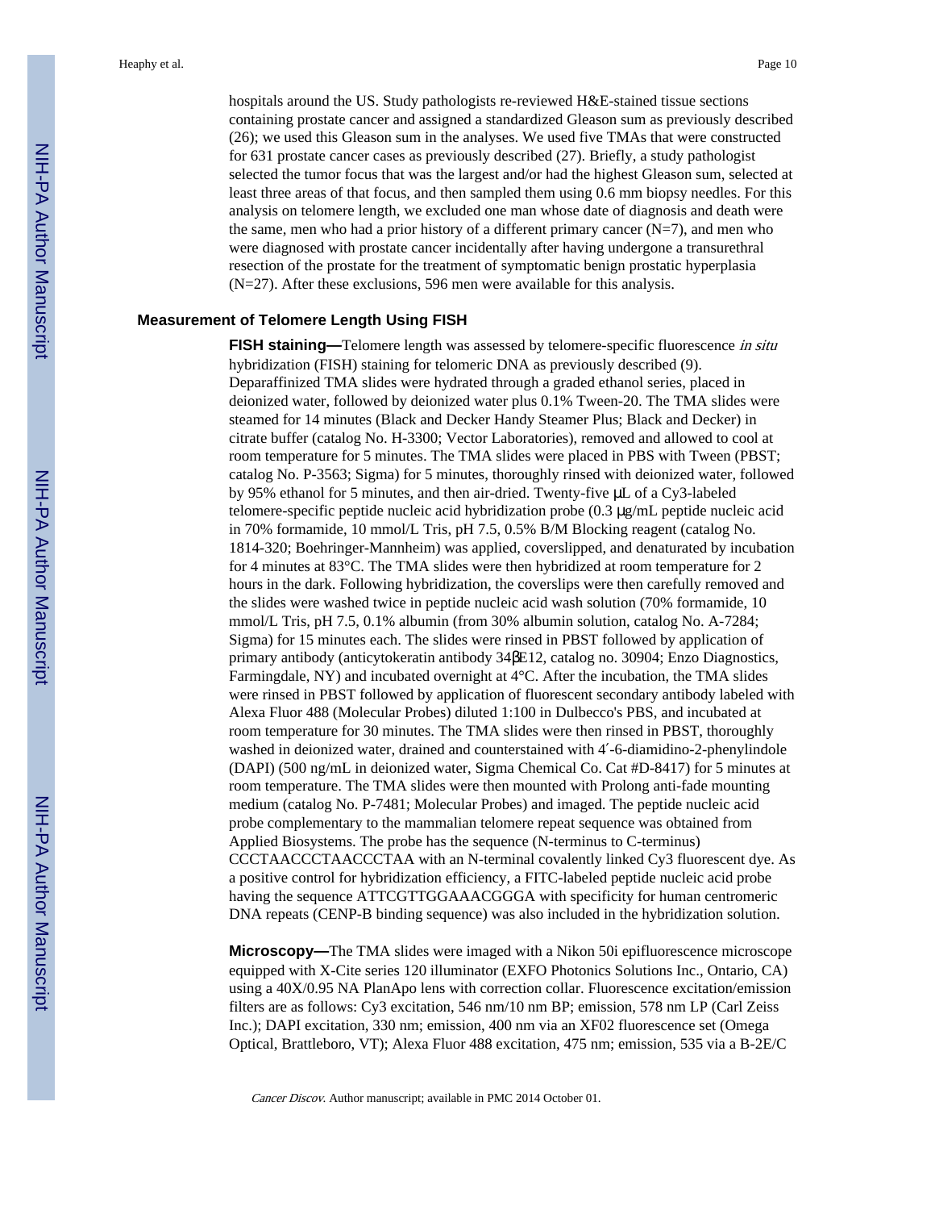hospitals around the US. Study pathologists re-reviewed H&E-stained tissue sections containing prostate cancer and assigned a standardized Gleason sum as previously described (26); we used this Gleason sum in the analyses. We used five TMAs that were constructed for 631 prostate cancer cases as previously described (27). Briefly, a study pathologist selected the tumor focus that was the largest and/or had the highest Gleason sum, selected at least three areas of that focus, and then sampled them using 0.6 mm biopsy needles. For this analysis on telomere length, we excluded one man whose date of diagnosis and death were the same, men who had a prior history of a different primary cancer (N=7), and men who were diagnosed with prostate cancer incidentally after having undergone a transurethral resection of the prostate for the treatment of symptomatic benign prostatic hyperplasia (N=27). After these exclusions, 596 men were available for this analysis.

### Measurement of Telomere Length Using FISH

**FISH staining—**Telomere length was assessed by telomere-specific fluorescence *in situ* hybridization (FISH) staining for telomeric DNA as previously described (9). Deparaffinized TMA slides were hydrated through a graded ethanol series, placed in deionized water, followed by deionized water plus 0.1% Tween-20. The TMA slides were steamed for 14 minutes (Black and Decker Handy Steamer Plus; Black and Decker) in citrate buffer (catalog No. H-3300; Vector Laboratories), removed and allowed to cool at room temperature for 5 minutes. The TMA slides were placed in PBS with Tween (PBST; catalog No. P-3563; Sigma) for 5 minutes, thoroughly rinsed with deionized water, followed by 95% ethanol for 5 minutes, and then air-dried. Twenty-five μL of a Cy3-labeled telomere-specific peptide nucleic acid hybridization probe (0.3 μg/mL peptide nucleic acid in 70% formamide, 10 mmol/L Tris, pH 7.5, 0.5% B/M Blocking reagent (catalog No. 1814-320; Boehringer-Mannheim) was applied, coverslipped, and denaturated by incubation for 4 minutes at 83°C. The TMA slides were then hybridized at room temperature for 2 hours in the dark. Following hybridization, the coverslips were then carefully removed and the slides were washed twice in peptide nucleic acid wash solution (70% formamide, 10 mmol/L Tris, pH 7.5, 0.1% albumin (from 30% albumin solution, catalog No. A-7284; Sigma) for 15 minutes each. The slides were rinsed in PBST followed by application of primary antibody (anticytokeratin antibody 34βE12, catalog no. 30904; Enzo Diagnostics, Farmingdale, NY) and incubated overnight at 4°C. After the incubation, the TMA slides were rinsed in PBST followed by application of fluorescent secondary antibody labeled with Alexa Fluor 488 (Molecular Probes) diluted 1:100 in Dulbecco's PBS, and incubated at room temperature for 30 minutes. The TMA slides were then rinsed in PBST, thoroughly washed in deionized water, drained and counterstained with 4′-6-diamidino-2-phenylindole (DAPI) (500 ng/mL in deionized water, Sigma Chemical Co. Cat #D-8417) for 5 minutes at room temperature. The TMA slides were then mounted with Prolong anti-fade mounting medium (catalog No. P-7481; Molecular Probes) and imaged. The peptide nucleic acid probe complementary to the mammalian telomere repeat sequence was obtained from Applied Biosystems. The probe has the sequence (N-terminus to C-terminus) CCCTAACCCTAACCCTAA with an N-terminal covalently linked Cy3 fluorescent dye. As a positive control for hybridization efficiency, a FITC-labeled peptide nucleic acid probe having the sequence ATTCGTTGGAAACGGGA with specificity for human centromeric DNA repeats (CENP-B binding sequence) was also included in the hybridization solution.

**Microscopy—**The TMA slides were imaged with a Nikon 50i epifluorescence microscope equipped with X-Cite series 120 illuminator (EXFO Photonics Solutions Inc., Ontario, CA) using a 40X/0.95 NA PlanApo lens with correction collar. Fluorescence excitation/emission filters are as follows: Cy3 excitation, 546 nm/10 nm BP; emission, 578 nm LP (Carl Zeiss Inc.); DAPI excitation, 330 nm; emission, 400 nm via an XF02 fluorescence set (Omega Optical, Brattleboro, VT); Alexa Fluor 488 excitation, 475 nm; emission, 535 via a B-2E/C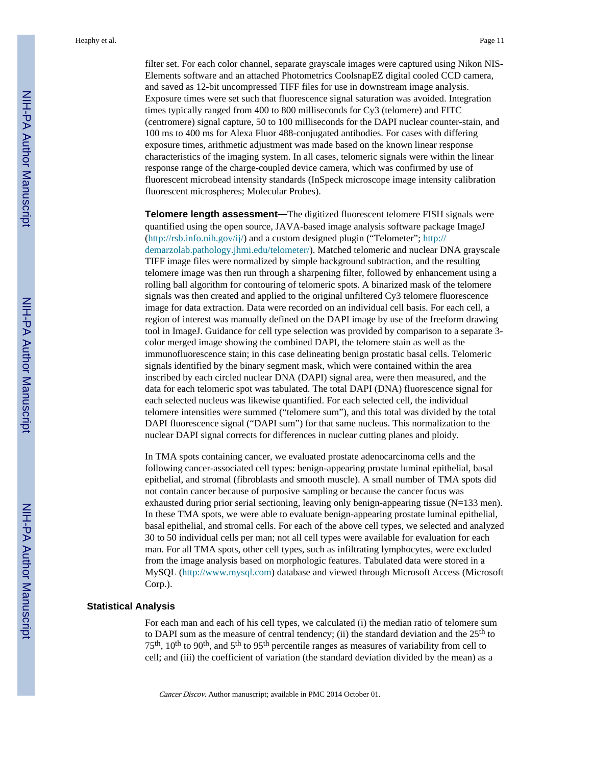filter set. For each color channel, separate grayscale images were captured using Nikon NIS-Elements software and an attached Photometrics CoolsnapEZ digital cooled CCD camera, and saved as 12-bit uncompressed TIFF files for use in downstream image analysis. Exposure times were set such that fluorescence signal saturation was avoided. Integration times typically ranged from 400 to 800 milliseconds for Cy3 (telomere) and FITC (centromere) signal capture, 50 to 100 milliseconds for the DAPI nuclear counter-stain, and 100 ms to 400 ms for Alexa Fluor 488-conjugated antibodies. For cases with differing exposure times, arithmetic adjustment was made based on the known linear response characteristics of the imaging system. In all cases, telomeric signals were within the linear response range of the charge-coupled device camera, which was confirmed by use of fluorescent microbead intensity standards (InSpeck microscope image intensity calibration fluorescent microspheres; Molecular Probes).

**Telomere length assessment—**The digitized fluorescent telomere FISH signals were quantified using the open source, JAVA-based image analysis software package ImageJ (http://rsb.info.nih.gov/ij/) and a custom designed plugin ("Telometer"; http://demarzolab.pathology.jhmi.edu/telometer/). Matched telomeric and nuclear DNA grayscale TIFF image files were normalized by simple background subtraction, and the resulting telomere image was then run through a sharpening filter, followed by enhancement using a rolling ball algorithm for contouring of telomeric spots. A binarized mask of the telomere signals was then created and applied to the original unfiltered Cy3 telomere fluorescence image for data extraction. Data were recorded on an individual cell basis. For each cell, a region of interest was manually defined on the DAPI image by use of the freeform drawing tool in ImageJ. Guidance for cell type selection was provided by comparison to a separate 3-color merged image showing the combined DAPI, the telomere stain as well as the immunofluorescence stain; in this case delineating benign prostatic basal cells. Telomeric signals identified by the binary segment mask, which were contained within the area inscribed by each circled nuclear DNA (DAPI) signal area, were then measured, and the data for each telomeric spot was tabulated. The total DAPI (DNA) fluorescence signal for each selected nucleus was likewise quantified. For each selected cell, the individual telomere intensities were summed ("telomere sum"), and this total was divided by the total DAPI fluorescence signal ("DAPI sum") for that same nucleus. This normalization to the nuclear DAPI signal corrects for differences in nuclear cutting planes and ploidy.

In TMA spots containing cancer, we evaluated prostate adenocarcinoma cells and the following cancer-associated cell types: benign-appearing prostate luminal epithelial, basal epithelial, and stromal (fibroblasts and smooth muscle). A small number of TMA spots did not contain cancer because of purposive sampling or because the cancer focus was exhausted during prior serial sectioning, leaving only benign-appearing tissue (N=133 men). In these TMA spots, we were able to evaluate benign-appearing prostate luminal epithelial, basal epithelial, and stromal cells. For each of the above cell types, we selected and analyzed 30 to 50 individual cells per man; not all cell types were available for evaluation for each man. For all TMA spots, other cell types, such as infiltrating lymphocytes, were excluded from the image analysis based on morphologic features. Tabulated data were stored in a MySQL (http://www.mysql.com) database and viewed through Microsoft Access (Microsoft Corp.).

## Statistical Analysis

For each man and each of his cell types, we calculated (i) the median ratio of telomere sum to DAPI sum as the measure of central tendency; (ii) the standard deviation and the 25$^{th}$ to 75$^{th}$, 10$^{th}$ to 90$^{th}$, and 5$^{th}$ to 95$^{th}$ percentile ranges as measures of variability from cell to cell; and (iii) the coefficient of variation (the standard deviation divided by the mean) as a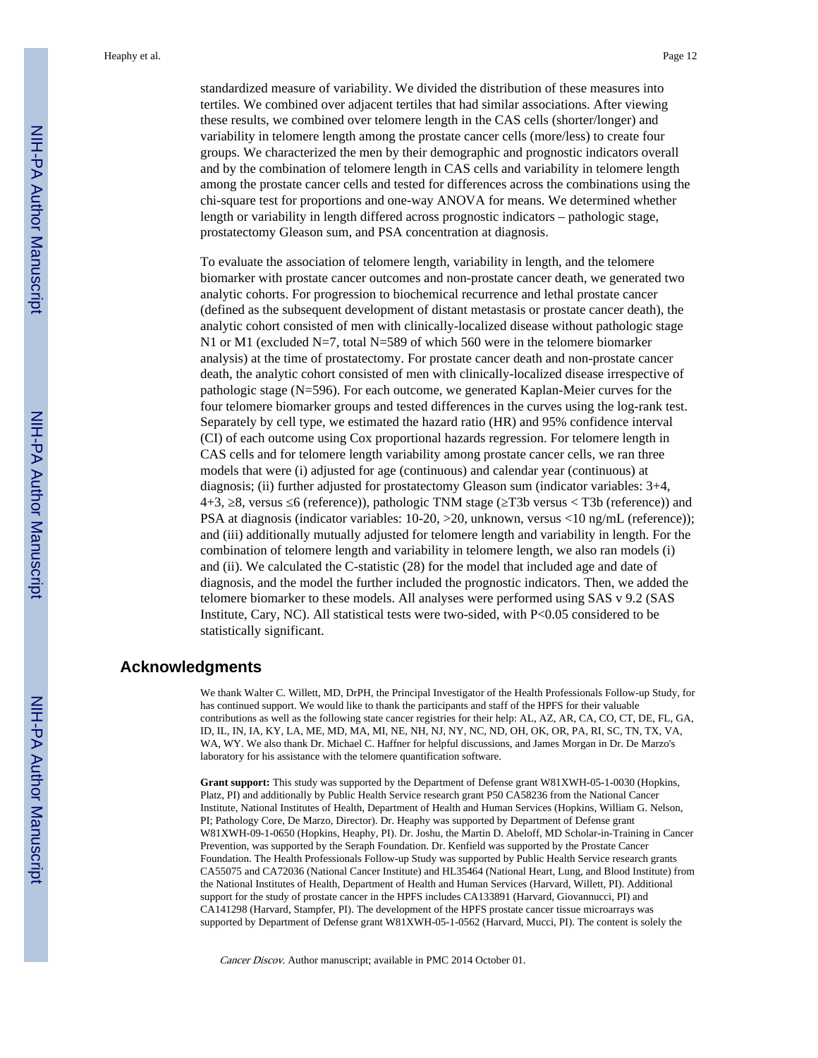standardized measure of variability. We divided the distribution of these measures into tertiles. We combined over adjacent tertiles that had similar associations. After viewing these results, we combined over telomere length in the CAS cells (shorter/longer) and variability in telomere length among the prostate cancer cells (more/less) to create four groups. We characterized the men by their demographic and prognostic indicators overall and by the combination of telomere length in CAS cells and variability in telomere length among the prostate cancer cells and tested for differences across the combinations using the chi-square test for proportions and one-way ANOVA for means. We determined whether length or variability in length differed across prognostic indicators – pathologic stage, prostatectomy Gleason sum, and PSA concentration at diagnosis.

To evaluate the association of telomere length, variability in length, and the telomere biomarker with prostate cancer outcomes and non-prostate cancer death, we generated two analytic cohorts. For progression to biochemical recurrence and lethal prostate cancer (defined as the subsequent development of distant metastasis or prostate cancer death), the analytic cohort consisted of men with clinically-localized disease without pathologic stage N1 or M1 (excluded N=7, total N=589 of which 560 were in the telomere biomarker analysis) at the time of prostatectomy. For prostate cancer death and non-prostate cancer death, the analytic cohort consisted of men with clinically-localized disease irrespective of pathologic stage (N=596). For each outcome, we generated Kaplan-Meier curves for the four telomere biomarker groups and tested differences in the curves using the log-rank test. Separately by cell type, we estimated the hazard ratio (HR) and 95% confidence interval (CI) of each outcome using Cox proportional hazards regression. For telomere length in CAS cells and for telomere length variability among prostate cancer cells, we ran three models that were (i) adjusted for age (continuous) and calendar year (continuous) at diagnosis; (ii) further adjusted for prostatectomy Gleason sum (indicator variables: 3+4, 4+3, ≥8, versus ≤6 (reference)), pathologic TNM stage (≥T3b versus < T3b (reference)) and PSA at diagnosis (indicator variables: 10-20, >20, unknown, versus <10 ng/mL (reference)); and (iii) additionally mutually adjusted for telomere length and variability in length. For the combination of telomere length and variability in telomere length, we also ran models (i) and (ii). We calculated the C-statistic (28) for the model that included age and date of diagnosis, and the model the further included the prognostic indicators. Then, we added the telomere biomarker to these models. All analyses were performed using SAS v 9.2 (SAS Institute, Cary, NC). All statistical tests were two-sided, with P<0.05 considered to be statistically significant.

## Acknowledgments

We thank Walter C. Willett, MD, DrPH, the Principal Investigator of the Health Professionals Follow-up Study, for has continued support. We would like to thank the participants and staff of the HPFS for their valuable contributions as well as the following state cancer registries for their help: AL, AZ, AR, CA, CO, CT, DE, FL, GA, ID, IL, IN, IA, KY, LA, ME, MD, MA, MI, NE, NH, NJ, NY, NC, ND, OH, OK, OR, PA, RI, SC, TN, TX, VA, WA, WY. We also thank Dr. Michael C. Haffner for helpful discussions, and James Morgan in Dr. De Marzo's laboratory for his assistance with the telomere quantification software.

**Grant support:** This study was supported by the Department of Defense grant W81XWH-05-1-0030 (Hopkins, Platz, PI) and additionally by Public Health Service research grant P50 CA58236 from the National Cancer Institute, National Institutes of Health, Department of Health and Human Services (Hopkins, William G. Nelson, PI; Pathology Core, De Marzo, Director). Dr. Heaphy was supported by Department of Defense grant W81XWH-09-1-0650 (Hopkins, Heaphy, PI). Dr. Joshu, the Martin D. Abeloff, MD Scholar-in-Training in Cancer Prevention, was supported by the Seraph Foundation. Dr. Kenfield was supported by the Prostate Cancer Foundation. The Health Professionals Follow-up Study was supported by Public Health Service research grants CA55075 and CA72036 (National Cancer Institute) and HL35464 (National Heart, Lung, and Blood Institute) from the National Institutes of Health, Department of Health and Human Services (Harvard, Willett, PI). Additional support for the study of prostate cancer in the HPFS includes CA133891 (Harvard, Giovannucci, PI) and CA141298 (Harvard, Stampfer, PI). The development of the HPFS prostate cancer tissue microarrays was supported by Department of Defense grant W81XWH-05-1-0562 (Harvard, Mucci, PI). The content is solely the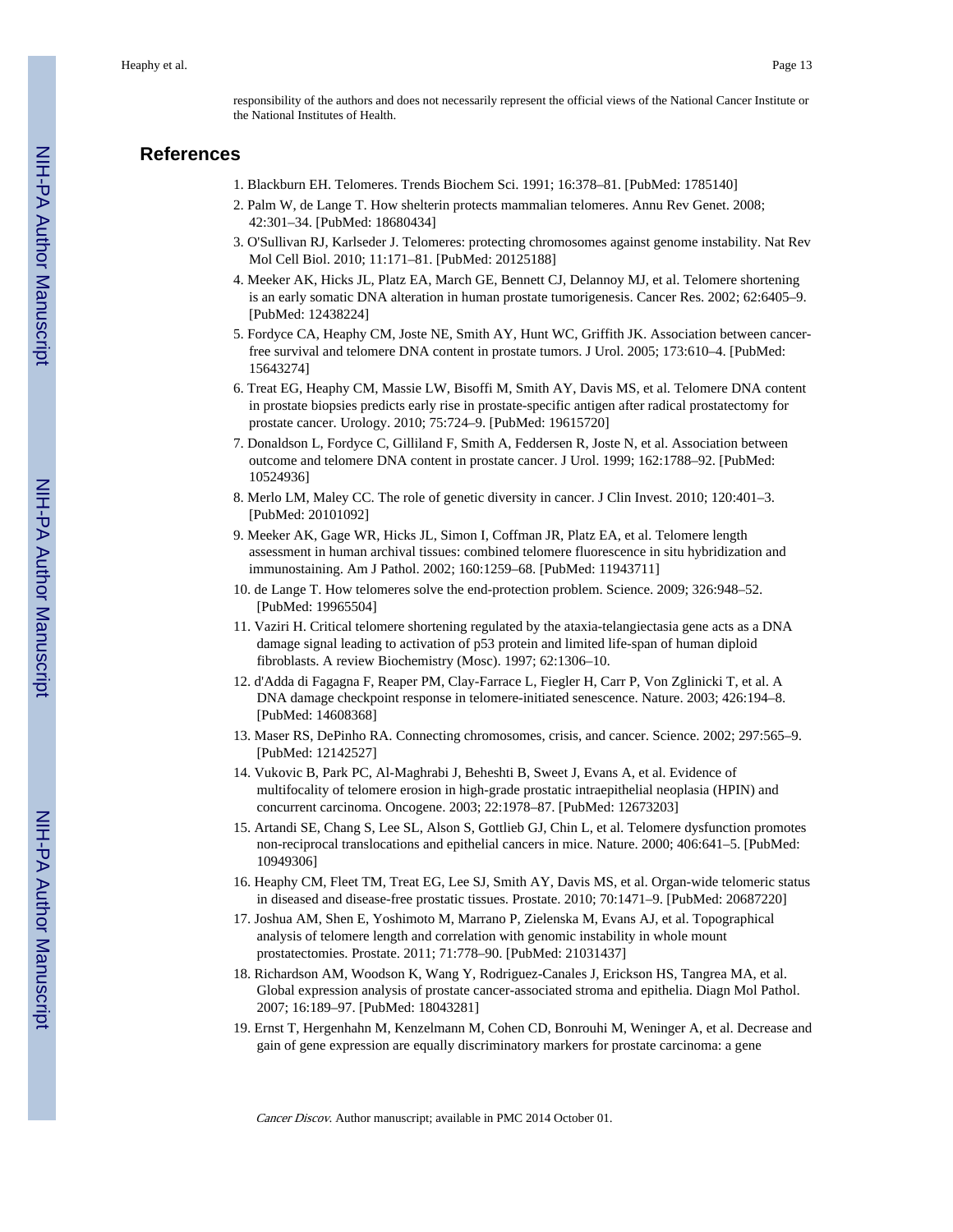responsibility of the authors and does not necessarily represent the official views of the National Cancer Institute or the National Institutes of Health.

## References

1. Blackburn EH. Telomeres. Trends Biochem Sci. 1991; 16:378–81. [PubMed: 1785140]
2. Palm W, de Lange T. How shelterin protects mammalian telomeres. Annu Rev Genet. 2008; 42:301–34. [PubMed: 18680434]
3. O'Sullivan RJ, Karlseder J. Telomeres: protecting chromosomes against genome instability. Nat Rev Mol Cell Biol. 2010; 11:171–81. [PubMed: 20125188]
4. Meeker AK, Hicks JL, Platz EA, March GE, Bennett CJ, Delannoy MJ, et al. Telomere shortening is an early somatic DNA alteration in human prostate tumorigenesis. Cancer Res. 2002; 62:6405–9. [PubMed: 12438224]
5. Fordyce CA, Heaphy CM, Joste NE, Smith AY, Hunt WC, Griffith JK. Association between cancer-free survival and telomere DNA content in prostate tumors. J Urol. 2005; 173:610–4. [PubMed: 15643274]
6. Treat EG, Heaphy CM, Massie LW, Bisoffi M, Smith AY, Davis MS, et al. Telomere DNA content in prostate biopsies predicts early rise in prostate-specific antigen after radical prostatectomy for prostate cancer. Urology. 2010; 75:724–9. [PubMed: 19615720]
7. Donaldson L, Fordyce C, Gilliland F, Smith A, Feddersen R, Joste N, et al. Association between outcome and telomere DNA content in prostate cancer. J Urol. 1999; 162:1788–92. [PubMed: 10524936]
8. Merlo LM, Maley CC. The role of genetic diversity in cancer. J Clin Invest. 2010; 120:401–3. [PubMed: 20101092]
9. Meeker AK, Gage WR, Hicks JL, Simon I, Coffman JR, Platz EA, et al. Telomere length assessment in human archival tissues: combined telomere fluorescence in situ hybridization and immunostaining. Am J Pathol. 2002; 160:1259–68. [PubMed: 11943711]
10. de Lange T. How telomeres solve the end-protection problem. Science. 2009; 326:948–52. [PubMed: 19965504]
11. Vaziri H. Critical telomere shortening regulated by the ataxia-telangiectasia gene acts as a DNA damage signal leading to activation of p53 protein and limited life-span of human diploid fibroblasts. A review Biochemistry (Mosc). 1997; 62:1306–10.
12. d'Adda di Fagagna F, Reaper PM, Clay-Farrace L, Fiegler H, Carr P, Von Zglinicki T, et al. A DNA damage checkpoint response in telomere-initiated senescence. Nature. 2003; 426:194–8. [PubMed: 14608368]
13. Maser RS, DePinho RA. Connecting chromosomes, crisis, and cancer. Science. 2002; 297:565–9. [PubMed: 12142527]
14. Vukovic B, Park PC, Al-Maghrabi J, Beheshti B, Sweet J, Evans A, et al. Evidence of multifocality of telomere erosion in high-grade prostatic intraepithelial neoplasia (HPIN) and concurrent carcinoma. Oncogene. 2003; 22:1978–87. [PubMed: 12673203]
15. Artandi SE, Chang S, Lee SL, Alson S, Gottlieb GJ, Chin L, et al. Telomere dysfunction promotes non-reciprocal translocations and epithelial cancers in mice. Nature. 2000; 406:641–5. [PubMed: 10949306]
16. Heaphy CM, Fleet TM, Treat EG, Lee SJ, Smith AY, Davis MS, et al. Organ-wide telomeric status in diseased and disease-free prostatic tissues. Prostate. 2010; 70:1471–9. [PubMed: 20687220]
17. Joshua AM, Shen E, Yoshimoto M, Marrano P, Zielenska M, Evans AJ, et al. Topographical analysis of telomere length and correlation with genomic instability in whole mount prostatectomies. Prostate. 2011; 71:778–90. [PubMed: 21031437]
18. Richardson AM, Woodson K, Wang Y, Rodriguez-Canales J, Erickson HS, Tangrea MA, et al. Global expression analysis of prostate cancer-associated stroma and epithelia. Diagn Mol Pathol. 2007; 16:189–97. [PubMed: 18043281]
19. Ernst T, Hergenhahn M, Kenzelmann M, Cohen CD, Bonrouhi M, Weninger A, et al. Decrease and gain of gene expression are equally discriminatory markers for prostate carcinoma: a gene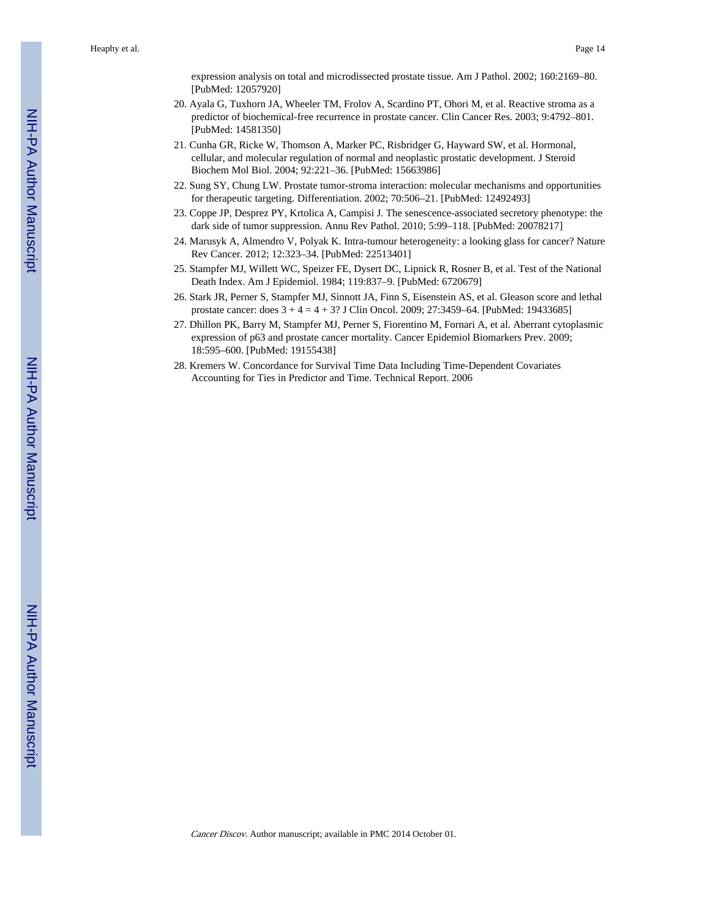expression analysis on total and microdissected prostate tissue. Am J Pathol. 2002; 160:2169–80. [PubMed: 12057920]

20. Ayala G, Tuxhorn JA, Wheeler TM, Frolov A, Scardino PT, Ohori M, et al. Reactive stroma as a predictor of biochemical-free recurrence in prostate cancer. Clin Cancer Res. 2003; 9:4792–801. [PubMed: 14581350]
21. Cunha GR, Ricke W, Thomson A, Marker PC, Risbridger G, Hayward SW, et al. Hormonal, cellular, and molecular regulation of normal and neoplastic prostatic development. J Steroid Biochem Mol Biol. 2004; 92:221–36. [PubMed: 15663986]
22. Sung SY, Chung LW. Prostate tumor-stroma interaction: molecular mechanisms and opportunities for therapeutic targeting. Differentiation. 2002; 70:506–21. [PubMed: 12492493]
23. Coppe JP, Desprez PY, Krtolica A, Campisi J. The senescence-associated secretory phenotype: the dark side of tumor suppression. Annu Rev Pathol. 2010; 5:99–118. [PubMed: 20078217]
24. Marusyk A, Almendro V, Polyak K. Intra-tumour heterogeneity: a looking glass for cancer? Nature Rev Cancer. 2012; 12:323–34. [PubMed: 22513401]
25. Stampfer MJ, Willett WC, Speizer FE, Dysert DC, Lipnick R, Rosner B, et al. Test of the National Death Index. Am J Epidemiol. 1984; 119:837–9. [PubMed: 6720679]
26. Stark JR, Perner S, Stampfer MJ, Sinnott JA, Finn S, Eisenstein AS, et al. Gleason score and lethal prostate cancer: does 3 + 4 = 4 + 3? J Clin Oncol. 2009; 27:3459–64. [PubMed: 19433685]
27. Dhillon PK, Barry M, Stampfer MJ, Perner S, Fiorentino M, Fornari A, et al. Aberrant cytoplasmic expression of p63 and prostate cancer mortality. Cancer Epidemiol Biomarkers Prev. 2009; 18:595–600. [PubMed: 19155438]
28. Kremers W. Concordance for Survival Time Data Including Time-Dependent Covariates Accounting for Ties in Predictor and Time. Technical Report. 2006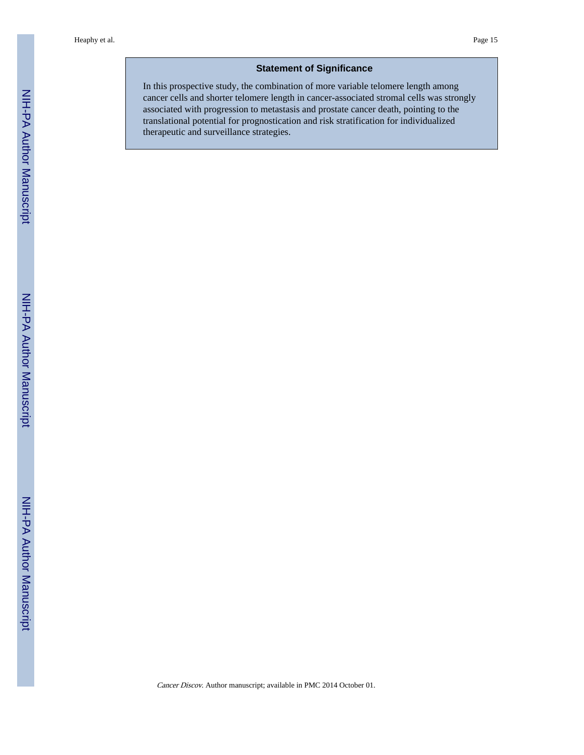## Statement of Significance

In this prospective study, the combination of more variable telomere length among cancer cells and shorter telomere length in cancer-associated stromal cells was strongly associated with progression to metastasis and prostate cancer death, pointing to the translational potential for prognostication and risk stratification for individualized therapeutic and surveillance strategies.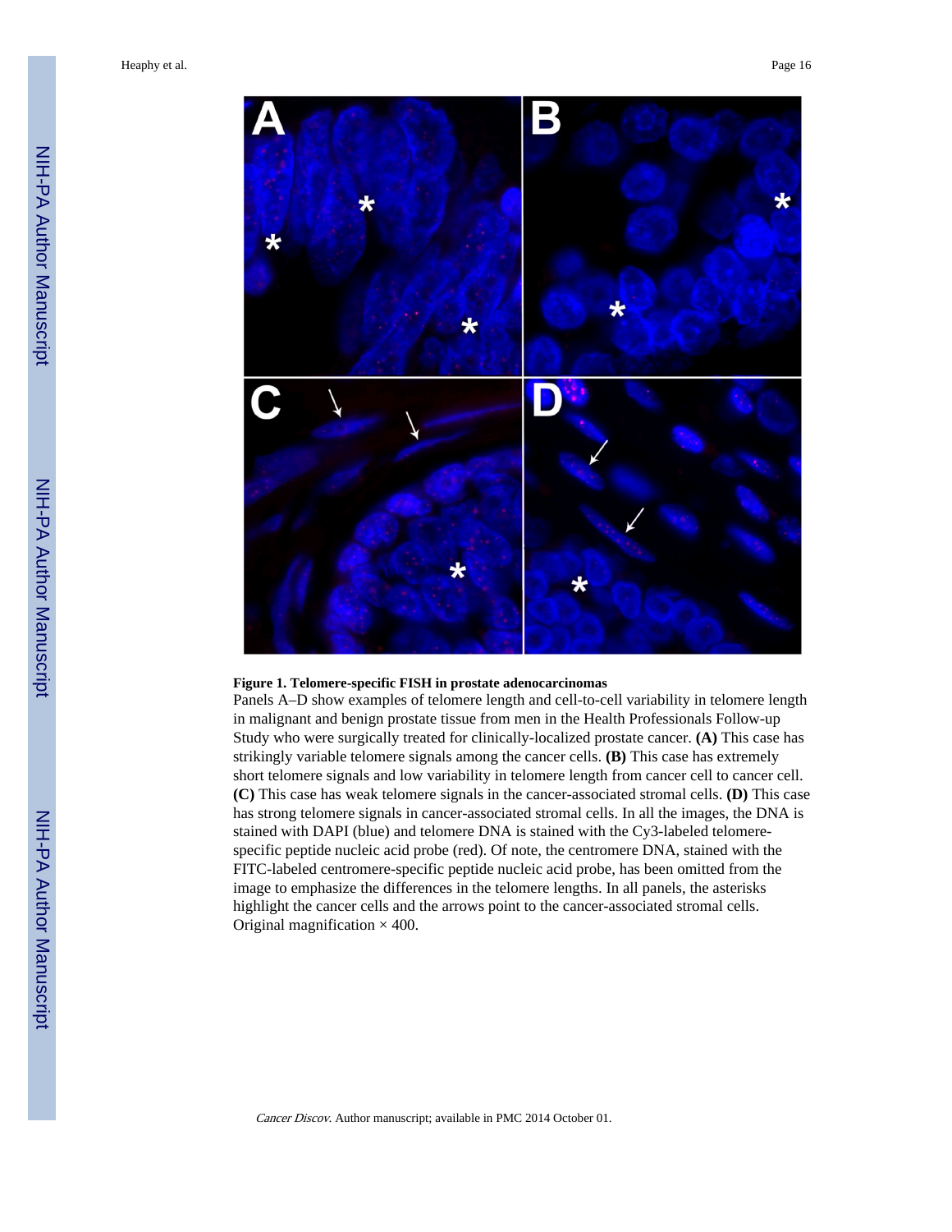**Figure 1. Telomere-specific FISH in prostate adenocarcinomas**

Panels A–D show examples of telomere length and cell-to-cell variability in telomere length in malignant and benign prostate tissue from men in the Health Professionals Follow-up Study who were surgically treated for clinically-localized prostate cancer. **(A)** This case has strikingly variable telomere signals among the cancer cells. **(B)** This case has extremely short telomere signals and low variability in telomere length from cancer cell to cancer cell. **(C)** This case has weak telomere signals in the cancer-associated stromal cells. **(D)** This case has strong telomere signals in cancer-associated stromal cells. In all the images, the DNA is stained with DAPI (blue) and telomere DNA is stained with the Cy3-labeled telomere-specific peptide nucleic acid probe (red). Of note, the centromere DNA, stained with the FITC-labeled centromere-specific peptide nucleic acid probe, has been omitted from the image to emphasize the differences in the telomere lengths. In all panels, the asterisks highlight the cancer cells and the arrows point to the cancer-associated stromal cells. Original magnification × 400.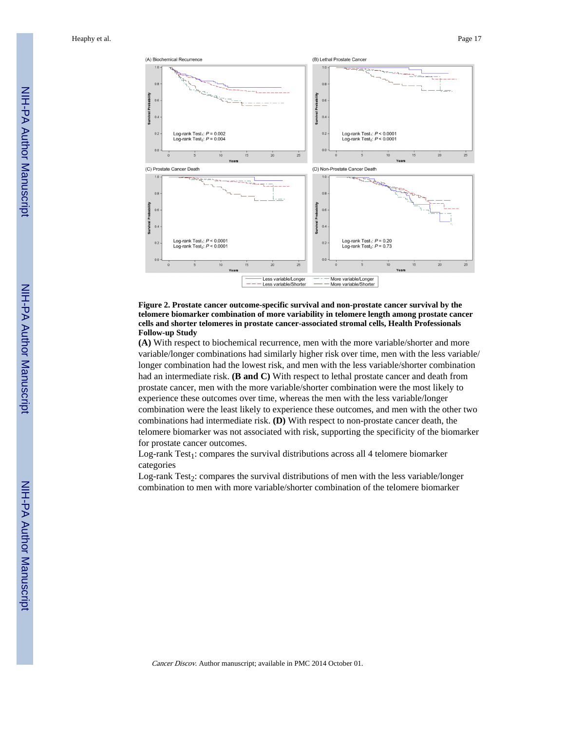**Figure 2. Prostate cancer outcome-specific survival and non-prostate cancer survival by the telomere biomarker combination of more variability in telomere length among prostate cancer cells and shorter telomeres in prostate cancer-associated stromal cells, Health Professionals Follow-up Study**

**(A)** With respect to biochemical recurrence, men with the more variable/shorter and more variable/longer combinations had similarly higher risk over time, men with the less variable/longer combination had the lowest risk, and men with the less variable/shorter combination had an intermediate risk. **(B and C)** With respect to lethal prostate cancer and death from prostate cancer, men with the more variable/shorter combination were the most likely to experience these outcomes over time, whereas the men with the less variable/longer combination were the least likely to experience these outcomes, and men with the other two combinations had intermediate risk. **(D)** With respect to non-prostate cancer death, the telomere biomarker was not associated with risk, supporting the specificity of the biomarker for prostate cancer outcomes.

Log-rank $\text{Test}_1$: compares the survival distributions across all 4 telomere biomarker categories

Log-rank $\text{Test}_2$: compares the survival distributions of men with the less variable/longer combination to men with more variable/shorter combination of the telomere biomarker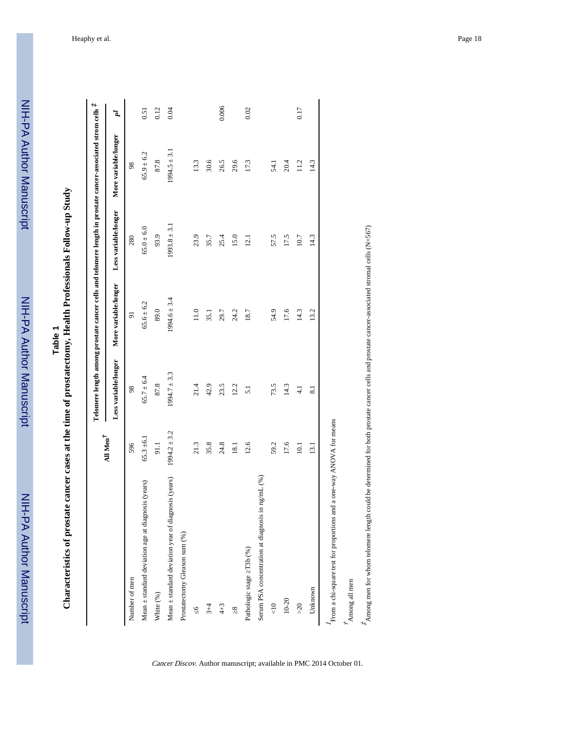**Table 1**

**Characteristics of prostate cancer cases at the time of prostatectomy, Health Professionals Follow-up Study**

| | All Men† | Telomere length among prostate cancer cells and telomere length in prostate cancer-associated strom cells ‡ | | | | |
|---|---|---|---|---|---|---|
| | | Less variable/longer | More variable/longer | Less variable/longer | More variable/longer | $p^{1}$ |
| Number of men | 596 | 98 | 91 | 280 | 98 | |
| Mean ± standard deviation age at diagnosis (years) | 65.3 ±6.1 | 65.7 ± 6.4 | 65.6 ± 6.2 | 65.0 ± 6.0 | 65.9 ± 6.2 | 0.51 |
| White (%) | 91.1 | 87.8 | 89.0 | 93.9 | 87.8 | 0.12 |
| Mean ± standard deviation year of diagnosis (years) | 1994.2 ± 3.2 | 1994.7 ± 3.3 | 1994.6 ± 3.4 | 1993.8 ± 3.1 | 1994.5 ± 3.1 | 0.04 |
| Prostatectomy Gleason sum (%) | | | | | | |
| ≤6 | 21.3 | 21.4 | 11.0 | 23.9 | 13.3 | |
| 3+4 | 35.8 | 42.9 | 35.1 | 35.7 | 30.6 | |
| 4+3 | 24.8 | 23.5 | 29.7 | 25.4 | 26.5 | 0.006 |
| ≥8 | 18.1 | 12.2 | 24.2 | 15.0 | 29.6 | |
| Pathologic stage ≥T3b (%) | 12.6 | 5.1 | 18.7 | 12.1 | 17.3 | 0.02 |
| Serum PSA concentration at diagnosis in ng/mL (%) | | | | | | |
| <10 | 59.2 | 73.5 | 54.9 | 57.5 | 54.1 | |
| 10–20 | 17.6 | 14.3 | 17.6 | 17.5 | 20.4 | |
| >20 | 10.1 | 4.1 | 14.3 | 10.7 | 11.2 | 0.17 |
| Unknown | 13.1 | 8.1 | 13.2 | 14.3 | 14.3 | |

[1] From a chi-square test for proportions and a one-way ANOVA for means

† Among all men

‡ Among men for whom telomere length could be determined for both prostate cancer cells and prostate cancer-associated stromal cells (N=567)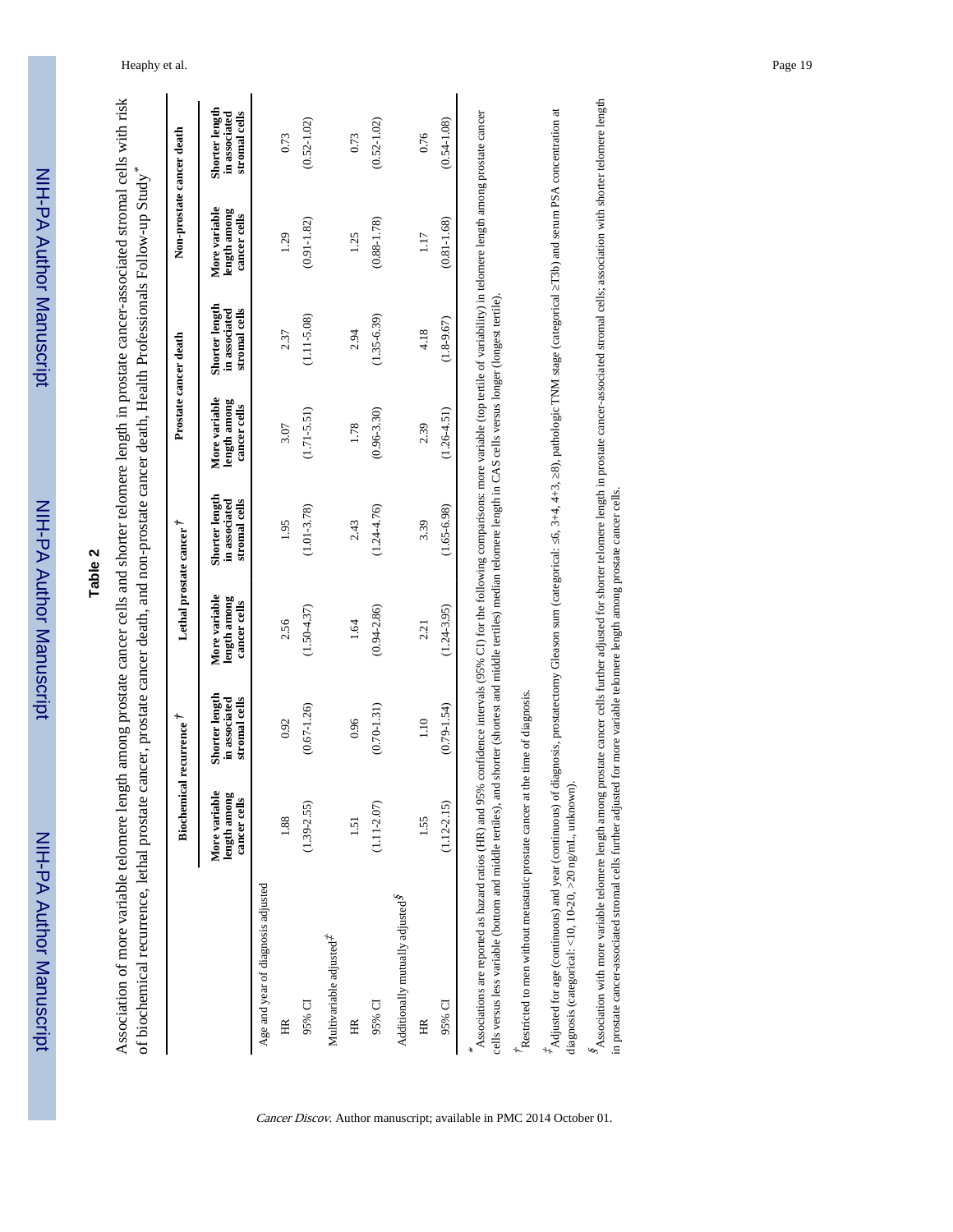## Table 2

Association of more variable telomere length among prostate cancer cells and shorter telomere length in prostate cancer-associated stromal cells with risk of biochemical recurrence, lethal prostate cancer, prostate cancer death, and non-prostate cancer death, Health Professionals Follow-up Study*

| | Biochemical recurrence † | | Lethal prostate cancer † | | Prostate cancer death | | Non-prostate cancer death | |
|---|---|---|---|---|---|---|---|---|
| | More variable length among cancer cells | Shorter length in associated stromal cells | More variable length among cancer cells | Shorter length in associated stromal cells | More variable length among cancer cells | Shorter length in associated stromal cells | More variable length among cancer cells | Shorter length in associated stromal cells |
| Age and year of diagnosis adjusted | | | | | | | | |
| HR | 1.88 | 0.92 | 2.56 | 1.95 | 3.07 | 2.37 | 1.29 | 0.73 |
| 95% CI | (1.39-2.55) | (0.67-1.26) | (1.50-4.37) | (1.01-3.78) | (1.71-5.51) | (1.11-5.08) | (0.91-1.82) | (0.52-1.02) |
| Multivariable adjusted‡ | | | | | | | | |
| HR | 1.51 | 0.96 | 1.64 | 2.43 | 1.78 | 2.94 | 1.25 | 0.73 |
| 95% CI | (1.11-2.07) | (0.70-1.31) | (0.94-2.86) | (1.24-4.76) | (0.96-3.30) | (1.35-6.39) | (0.88-1.78) | (0.52-1.02) |
| Additionally mutually adjusted§ | | | | | | | | |
| HR | 1.55 | 1.10 | 2.21 | 3.39 | 2.39 | 4.18 | 1.17 | 0.76 |
| 95% CI | (1.12-2.15) | (0.79-1.54) | (1.24-3.95) | (1.65-6.98) | (1.26-4.51) | (1.8-9.67) | (0.81-1.68) | (0.54-1.08) |

\* Associations are reported as hazard ratios (HR) and 95% confidence intervals (95% CI) for the following comparisons: more variable (top tertile of variability) in telomere length among prostate cancer cells versus less variable (bottom and middle tertiles), and shorter (shortest and middle tertiles) median telomere length in CAS cells versus longer (longest tertile).

† Restricted to men without metastatic prostate cancer at the time of diagnosis.

‡ Adjusted for age (continuous) and year (continuous) of diagnosis, prostatectomy Gleason sum (categorical: ≤6, 3+4, 4+3, ≥8), pathologic TNM stage (categorical ≥T3b) and serum PSA concentration at diagnosis (categorical: <10, 10-20, >20 ng/mL, unknown).

§ Association with more variable telomere length among prostate cancer cells further adjusted for shorter telomere length in prostate cancer-associated stromal cells; association with shorter telomere length in prostate cancer-associated stromal cells further adjusted for more variable telomere length among prostate cancer cells.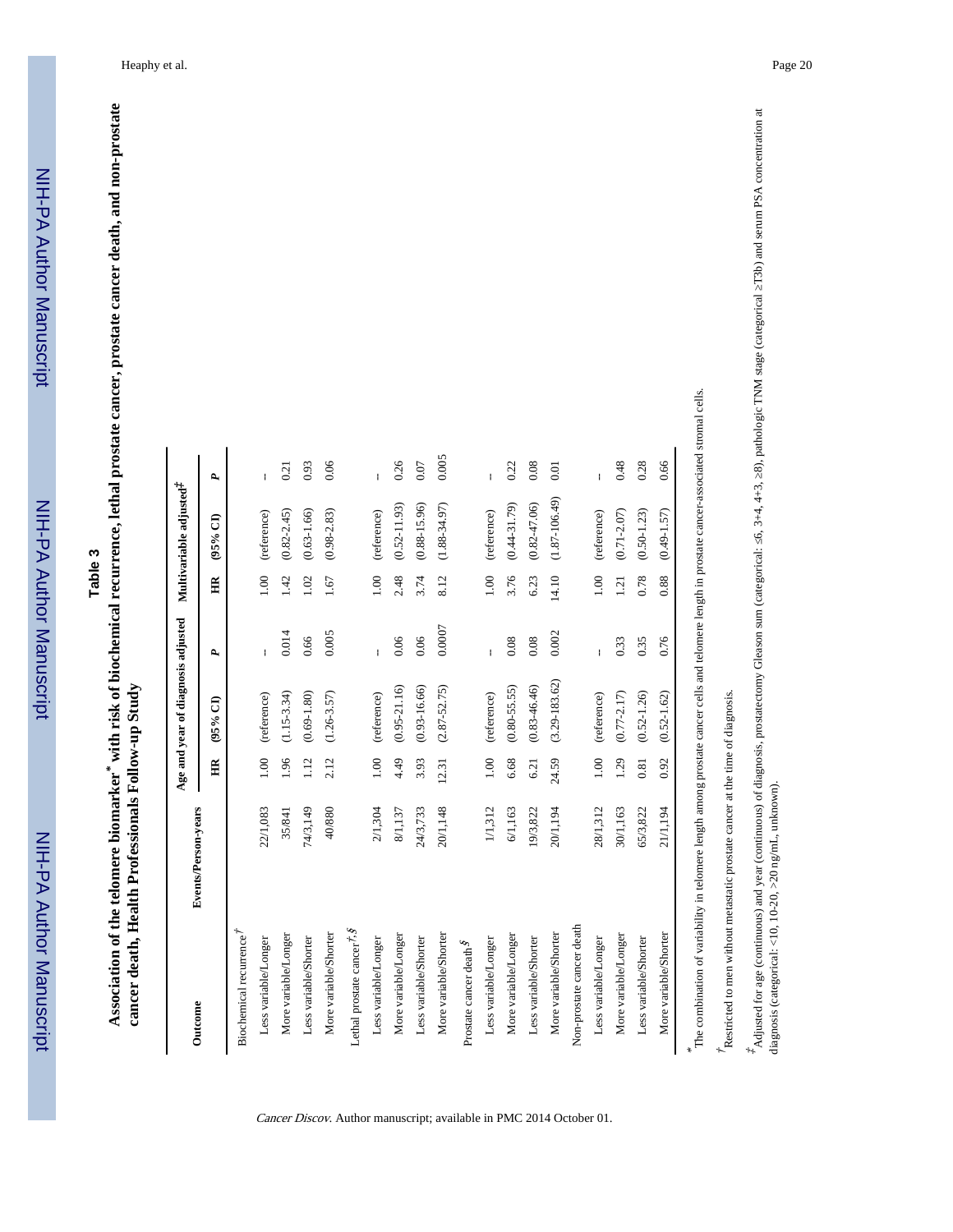# Table 3

**Association of the telomere biomarker* with risk of biochemical recurrence, lethal prostate cancer, prostate cancer death, and non-prostate cancer death, Health Professionals Follow-up Study**

| Outcome | Events/Person-years | Age and year of diagnosis adjusted | | | Multivariable adjusted‡ | | |
|---|---|---|---|---|---|---|---|
| | | HR | (95% CI) | P | HR | (95% CI) | P |
| Biochemical recurrence† | | | | | | | |
| Less variable/Longer | 22/1,083 | 1.00 | (reference) | – | 1.00 | (reference) | – |
| More variable/Longer | 35/841 | 1.96 | (1.15-3.34) | 0.014 | 1.42 | (0.82-2.45) | 0.21 |
| Less variable/Shorter | 74/3,149 | 1.12 | (0.69-1.80) | 0.66 | 1.02 | (0.63-1.66) | 0.93 |
| More variable/Shorter | 40/880 | 2.12 | (1.26-3.57) | 0.005 | 1.67 | (0.98-2.83) | 0.06 |
| Lethal prostate cancer†,§ | | | | | | | |
| Less variable/Longer | 2/1,304 | 1.00 | (reference) | – | 1.00 | (reference) | – |
| More variable/Longer | 8/1,137 | 4.49 | (0.95-21.16) | 0.06 | 2.48 | (0.52-11.93) | 0.26 |
| Less variable/Shorter | 24/3,733 | 3.93 | (0.93-16.66) | 0.06 | 3.74 | (0.88-15.96) | 0.07 |
| More variable/Shorter | 20/1,148 | 12.31 | (2.87-52.75) | 0.0007 | 8.12 | (1.88-34.97) | 0.005 |
| Prostate cancer death§ | | | | | | | |
| Less variable/Longer | 1/1,312 | 1.00 | (reference) | – | 1.00 | (reference) | – |
| More variable/Longer | 6/1,163 | 6.68 | (0.80-55.55) | 0.08 | 3.76 | (0.44-31.79) | 0.22 |
| Less variable/Shorter | 19/3,822 | 6.21 | (0.83-46.46) | 0.08 | 6.23 | (0.82-47.06) | 0.08 |
| More variable/Shorter | 20/1,194 | 24.59 | (3.29-183.62) | 0.002 | 14.10 | (1.87-106.49) | 0.01 |
| Non-prostate cancer death | | | | | | | |
| Less variable/Longer | 28/1,312 | 1.00 | (reference) | – | 1.00 | (reference) | – |
| More variable/Longer | 30/1,163 | 1.29 | (0.77-2.17) | 0.33 | 1.21 | (0.71-2.07) | 0.48 |
| Less variable/Shorter | 65/3,822 | 0.81 | (0.52-1.26) | 0.35 | 0.78 | (0.50-1.23) | 0.28 |
| More variable/Shorter | 21/1,194 | 0.92 | (0.52-1.62) | 0.76 | 0.88 | (0.49-1.57) | 0.66 |

\* The combination of variability in telomere length among prostate cancer cells and telomere length in prostate cancer-associated stromal cells.

† Restricted to men without metastatic prostate cancer at the time of diagnosis.

‡ Adjusted for age (continuous) and year (continuous) of diagnosis, prostatectomy Gleason sum (categorical: ≤6, 3+4, 4+3, ≥8), pathologic TNM stage (categorical ≥T3b) and serum PSA concentration at diagnosis (categorical: <10, 10-20, >20 ng/mL, unknown).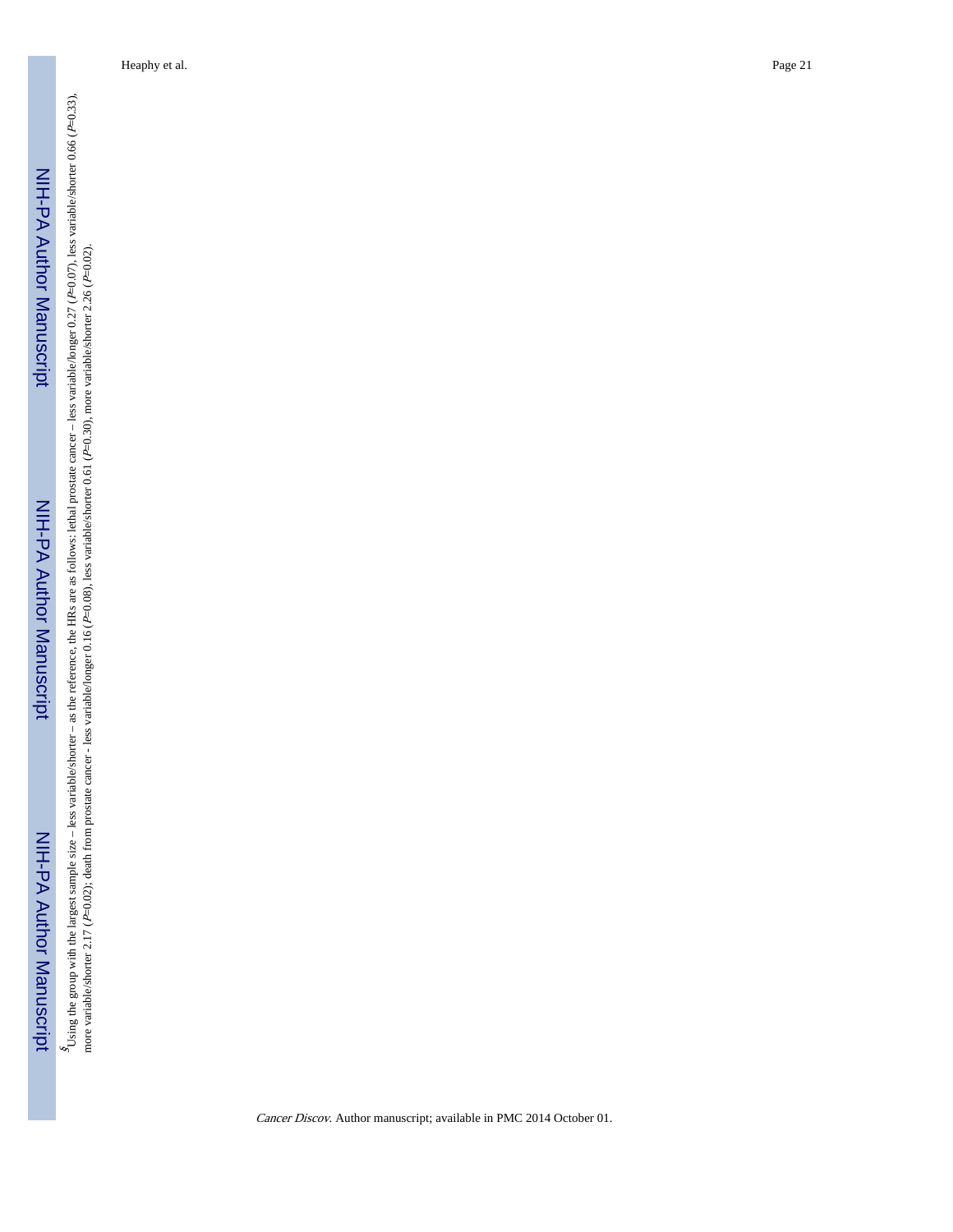[§] Using the group with the largest sample size – less variable/shorter – as the reference, the HRs are as follows: lethal prostate cancer – less variable/longer 0.27 (*P*=0.07), less variable/shorter 0.66 (*P*=0.33), more variable/shorter 2.17 (*P*=0.02); death from prostate cancer - less variable/longer 0.16 (*P*=0.08), less variable/shorter 0.61 (*P*=0.30), more variable/shorter 2.26 (*P*=0.02).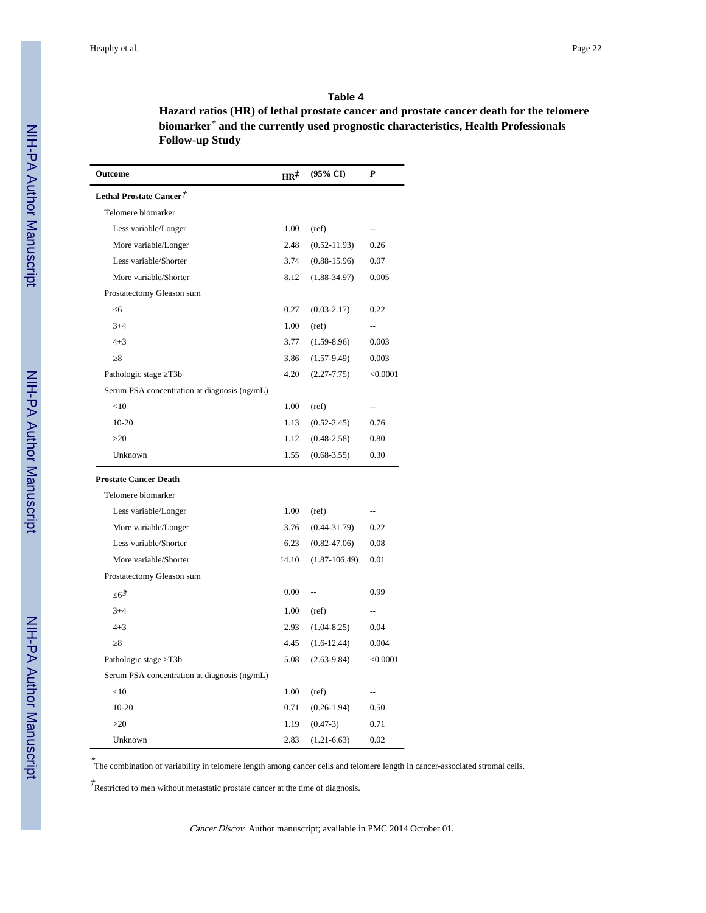## Table 4

**Hazard ratios (HR) of lethal prostate cancer and prostate cancer death for the telomere biomarker* and the currently used prognostic characteristics, Health Professionals Follow-up Study**

| Outcome | HR‡ | (95% CI) | *P* |
|---|---|---|---|
| **Lethal Prostate Cancer**† | | | |
| Telomere biomarker | | | |
| Less variable/Longer | 1.00 | (ref) | -- |
| More variable/Longer | 2.48 | (0.52-11.93) | 0.26 |
| Less variable/Shorter | 3.74 | (0.88-15.96) | 0.07 |
| More variable/Shorter | 8.12 | (1.88-34.97) | 0.005 |
| Prostatectomy Gleason sum | | | |
| ≤6 | 0.27 | (0.03-2.17) | 0.22 |
| 3+4 | 1.00 | (ref) | -- |
| 4+3 | 3.77 | (1.59-8.96) | 0.003 |
| ≥8 | 3.86 | (1.57-9.49) | 0.003 |
| Pathologic stage ≥T3b | 4.20 | (2.27-7.75) | <0.0001 |
| Serum PSA concentration at diagnosis (ng/mL) | | | |
| <10 | 1.00 | (ref) | -- |
| 10-20 | 1.13 | (0.52-2.45) | 0.76 |
| >20 | 1.12 | (0.48-2.58) | 0.80 |
| Unknown | 1.55 | (0.68-3.55) | 0.30 |
| **Prostate Cancer Death** | | | |
| Telomere biomarker | | | |
| Less variable/Longer | 1.00 | (ref) | -- |
| More variable/Longer | 3.76 | (0.44-31.79) | 0.22 |
| Less variable/Shorter | 6.23 | (0.82-47.06) | 0.08 |
| More variable/Shorter | 14.10 | (1.87-106.49) | 0.01 |
| Prostatectomy Gleason sum | | | |
| ≤6§ | 0.00 | -- | 0.99 |
| 3+4 | 1.00 | (ref) | -- |
| 4+3 | 2.93 | (1.04-8.25) | 0.04 |
| ≥8 | 4.45 | (1.6-12.44) | 0.004 |
| Pathologic stage ≥T3b | 5.08 | (2.63-9.84) | <0.0001 |
| Serum PSA concentration at diagnosis (ng/mL) | | | |
| <10 | 1.00 | (ref) | -- |
| 10-20 | 0.71 | (0.26-1.94) | 0.50 |
| >20 | 1.19 | (0.47-3) | 0.71 |
| Unknown | 2.83 | (1.21-6.63) | 0.02 |

*The combination of variability in telomere length among cancer cells and telomere length in cancer-associated stromal cells.

†Restricted to men without metastatic prostate cancer at the time of diagnosis.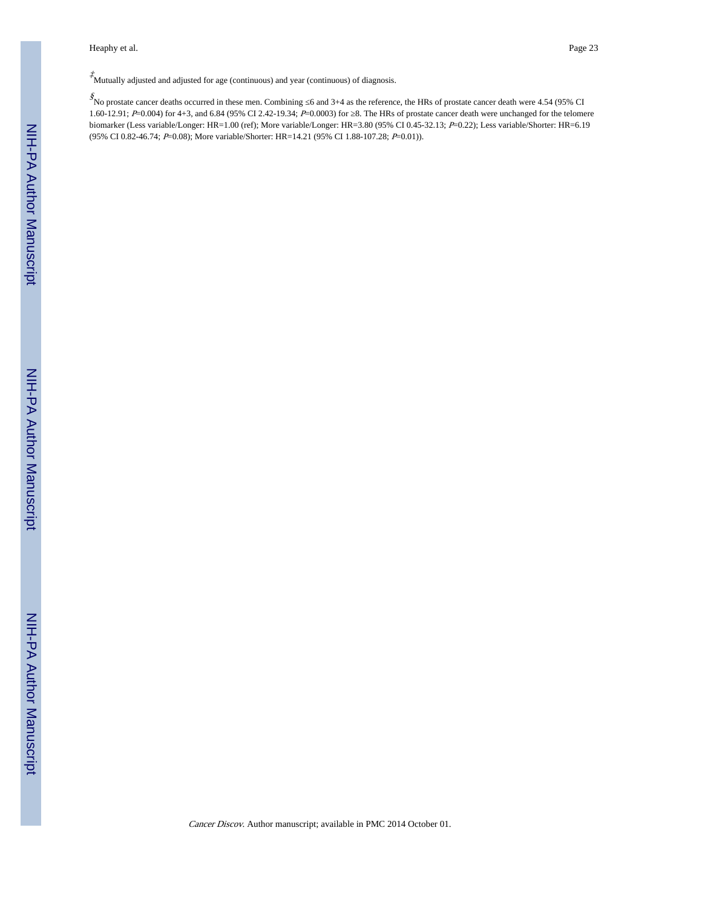‡Mutually adjusted and adjusted for age (continuous) and year (continuous) of diagnosis.

§No prostate cancer deaths occurred in these men. Combining ≤6 and 3+4 as the reference, the HRs of prostate cancer death were 4.54 (95% CI 1.60-12.91; *P*=0.004) for 4+3, and 6.84 (95% CI 2.42-19.34; *P*=0.0003) for ≥8. The HRs of prostate cancer death were unchanged for the telomere biomarker (Less variable/Longer: HR=1.00 (ref); More variable/Longer: HR=3.80 (95% CI 0.45-32.13; *P*=0.22); Less variable/Shorter: HR=6.19 (95% CI 0.82-46.74; *P*=0.08); More variable/Shorter: HR=14.21 (95% CI 1.88-107.28; *P*=0.01)).